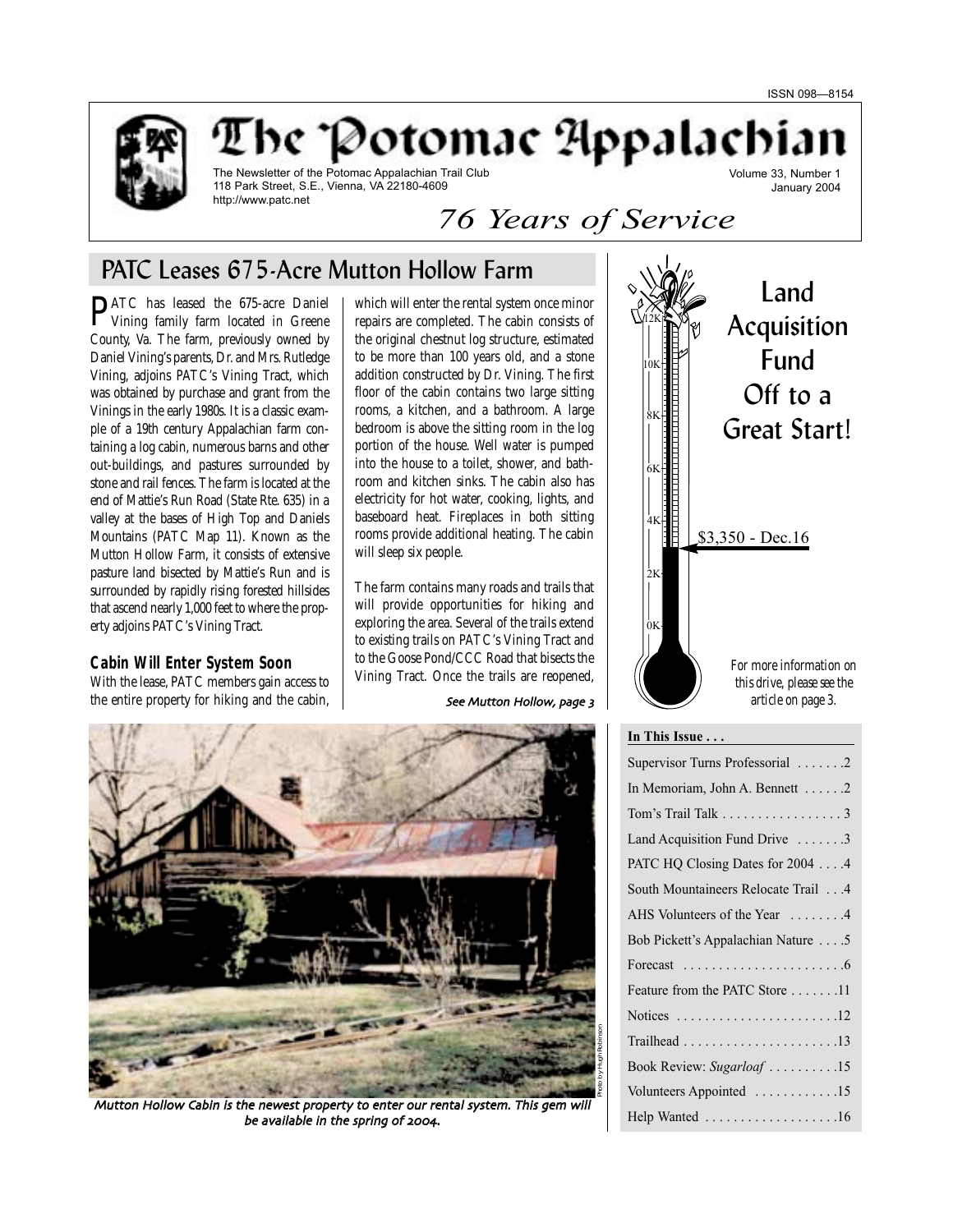ISSN 098—8154

# The Potomac Appalachian

The Newsletter of the Potomac Appalachian Trail Club
118 Park Street, S.E., Vienna, VA 22180-4609
http://www.patc.net

Volume 33, Number 1
January 2004

*76 Years of Service*

## PATC Leases 675-Acre Mutton Hollow Farm

PATC has leased the 675-acre Daniel Vining family farm located in Greene County, Va. The farm, previously owned by Daniel Vining's parents, Dr. and Mrs. Rutledge Vining, adjoins PATC's Vining Tract, which was obtained by purchase and grant from the Vinings in the early 1980s. It is a classic example of a 19th century Appalachian farm containing a log cabin, numerous barns and other out-buildings, and pastures surrounded by stone and rail fences. The farm is located at the end of Mattie's Run Road (State Rte. 635) in a valley at the bases of High Top and Daniels Mountains (PATC Map 11). Known as the Mutton Hollow Farm, it consists of extensive pasture land bisected by Mattie's Run and is surrounded by rapidly rising forested hillsides that ascend nearly 1,000 feet to where the property adjoins PATC's Vining Tract.

### Cabin Will Enter System Soon

With the lease, PATC members gain access to the entire property for hiking and the cabin, which will enter the rental system once minor repairs are completed. The cabin consists of the original chestnut log structure, estimated to be more than 100 years old, and a stone addition constructed by Dr. Vining. The first floor of the cabin contains two large sitting rooms, a kitchen, and a bathroom. A large bedroom is above the sitting room in the log portion of the house. Well water is pumped into the house to a toilet, shower, and bathroom and kitchen sinks. The cabin also has electricity for hot water, cooking, lights, and baseboard heat. Fireplaces in both sitting rooms provide additional heating. The cabin will sleep six people.

The farm contains many roads and trails that will provide opportunities for hiking and exploring the area. Several of the trails extend to existing trails on PATC's Vining Tract and to the Goose Pond/CCC Road that bisects the Vining Tract. Once the trails are reopened,

*See Mutton Hollow, page 3*

*Mutton Hollow Cabin is the newest property to enter our rental system. This gem will be available in the spring of 2004.*

Photo by Hugh Robinson

## Land Acquisition Fund Off to a Great Start!

12K
10K
8K
6K
4K
$3,350 - Dec.16
2K
0K

*For more information on this drive, please see the article on page 3.*

**In This Issue . . .**

| | |
|---|---|
| Supervisor Turns Professorial | 2 |
| In Memoriam, John A. Bennett | 2 |
| Tom's Trail Talk | 3 |
| Land Acquisition Fund Drive | 3 |
| PATC HQ Closing Dates for 2004 | 4 |
| South Mountaineers Relocate Trail | 4 |
| AHS Volunteers of the Year | 4 |
| Bob Pickett's Appalachian Nature | 5 |
| Forecast | 6 |
| Feature from the PATC Store | 11 |
| Notices | 12 |
| Trailhead | 13 |
| Book Review: *Sugarloaf* | 15 |
| Volunteers Appointed | 15 |
| Help Wanted | 16 |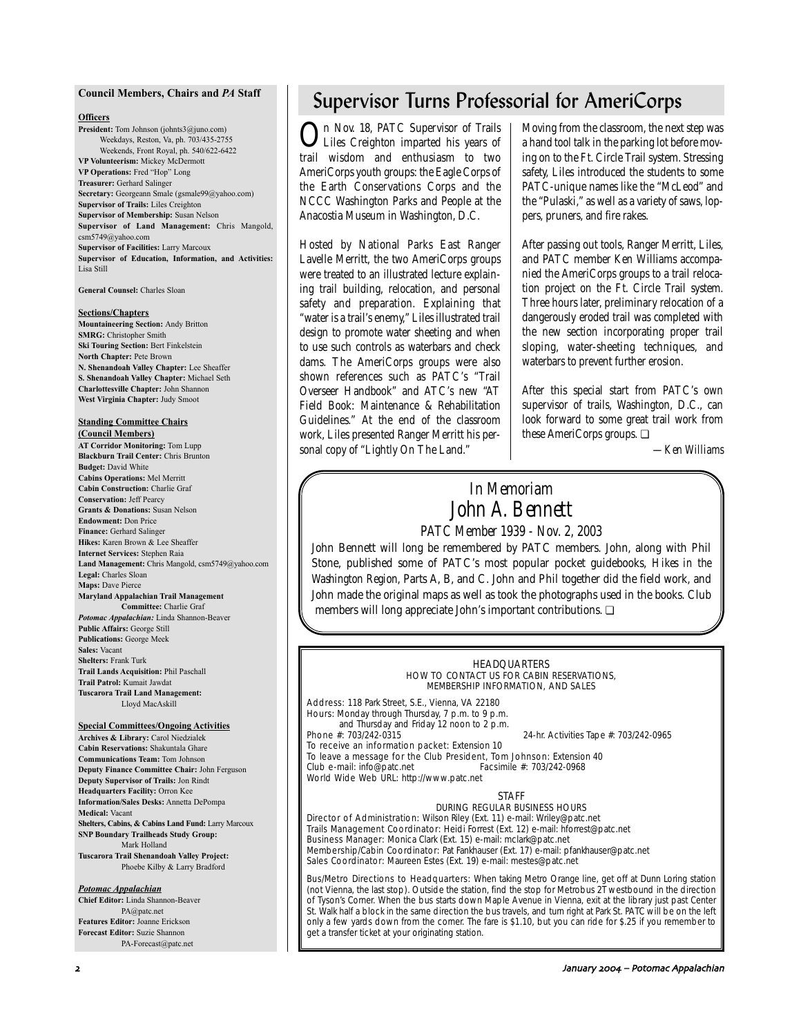## Council Members, Chairs and *PA* Staff

### Officers

**President:** Tom Johnson (johnts3@juno.com)
Weekdays, Reston, Va, ph. 703/435-2755
Weekends, Front Royal, ph. 540/622-6422
**VP Volunteerism:** Mickey McDermott
**VP Operations:** Fred "Hop" Long
**Treasurer:** Gerhard Salinger
**Secretary:** Georgeann Smale (gsmale99@yahoo.com)
**Supervisor of Trails:** Liles Creighton
**Supervisor of Membership:** Susan Nelson
**Supervisor of Land Management:** Chris Mangold, csm5749@yahoo.com
**Supervisor of Facilities:** Larry Marcoux
**Supervisor of Education, Information, and Activities:** Lisa Still

**General Counsel:** Charles Sloan

### Sections/Chapters

**Mountaineering Section:** Andy Britton
**SMRG:** Christopher Smith
**Ski Touring Section:** Bert Finkelstein
**North Chapter:** Pete Brown
**N. Shenandoah Valley Chapter:** Lee Sheaffer
**S. Shenandoah Valley Chapter:** Michael Seth
**Charlottesville Chapter:** John Shannon
**West Virginia Chapter:** Judy Smoot

### Standing Committee Chairs (Council Members)

**AT Corridor Monitoring:** Tom Lupp
**Blackburn Trail Center:** Chris Brunton
**Budget:** David White
**Cabins Operations:** Mel Merritt
**Cabin Construction:** Charlie Graf
**Conservation:** Jeff Pearcy
**Grants & Donations:** Susan Nelson
**Endowment:** Don Price
**Finance:** Gerhard Salinger
**Hikes:** Karen Brown & Lee Sheaffer
**Internet Services:** Stephen Raia
**Land Management:** Chris Mangold, csm5749@yahoo.com
**Legal:** Charles Sloan
**Maps:** Dave Pierce
**Maryland Appalachian Trail Management Committee:** Charlie Graf
***Potomac Appalachian:*** Linda Shannon-Beaver
**Public Affairs:** George Still
**Publications:** George Meek
**Sales:** Vacant
**Shelters:** Frank Turk
**Trail Lands Acquisition:** Phil Paschall
**Trail Patrol:** Kumait Jawdat
**Tuscarora Trail Land Management:** Lloyd MacAskill

### Special Committees/Ongoing Activities

**Archives & Library:** Carol Niedzialek
**Cabin Reservations:** Shakuntala Ghare
**Communications Team:** Tom Johnson
**Deputy Finance Committee Chair:** John Ferguson
**Deputy Supervisor of Trails:** Jon Rindt
**Headquarters Facility:** Orron Kee
**Information/Sales Desks:** Annetta DePompa
**Medical:** Vacant
**Shelters, Cabins, & Cabins Land Fund:** Larry Marcoux
**SNP Boundary Trailheads Study Group:** Mark Holland
**Tuscarora Trail Shenandoah Valley Project:** Phoebe Kilby & Larry Bradford

### *Potomac Appalachian*

**Chief Editor:** Linda Shannon-Beaver
PA@patc.net
**Features Editor:** Joanne Erickson
**Forecast Editor:** Suzie Shannon
PA-Forecast@patc.net

# Supervisor Turns Professorial for AmeriCorps

On Nov. 18, PATC Supervisor of Trails Liles Creighton imparted his years of trail wisdom and enthusiasm to two AmeriCorps youth groups: the Eagle Corps of the Earth Conservations Corps and the NCCC Washington Parks and People at the Anacostia Museum in Washington, D.C.

Hosted by National Parks East Ranger Lavelle Merritt, the two AmeriCorps groups were treated to an illustrated lecture explaining trail building, relocation, and personal safety and preparation. Explaining that "water is a trail's enemy," Liles illustrated trail design to promote water sheeting and when to use such controls as waterbars and check dams. The AmeriCorps groups were also shown references such as PATC's "Trail Overseer Handbook" and ATC's new "AT Field Book: Maintenance & Rehabilitation Guidelines." At the end of the classroom work, Liles presented Ranger Merritt his personal copy of "Lightly On The Land."

Moving from the classroom, the next step was a hand tool talk in the parking lot before moving on to the Ft. Circle Trail system. Stressing safety, Liles introduced the students to some PATC-unique names like the "McLeod" and the "Pulaski," as well as a variety of saws, loppers, pruners, and fire rakes.

After passing out tools, Ranger Merritt, Liles, and PATC member Ken Williams accompanied the AmeriCorps groups to a trail relocation project on the Ft. Circle Trail system. Three hours later, preliminary relocation of a dangerously eroded trail was completed with the new section incorporating proper trail sloping, water-sheeting techniques, and waterbars to prevent further erosion.

After this special start from PATC's own supervisor of trails, Washington, D.C., can look forward to some great trail work from these AmeriCorps groups. ❑

*—Ken Williams*

## *In Memoriam*
## *John A. Bennett*

*PATC Member 1939 - Nov. 2, 2003*

John Bennett will long be remembered by PATC members. John, along with Phil Stone, published some of PATC's most popular pocket guidebooks, *Hikes in the Washington Region*, Parts A, B, and C. John and Phil together did the field work, and John made the original maps as well as took the photographs used in the books. Club members will long appreciate John's important contributions. ❑

### HEADQUARTERS
HOW TO CONTACT US FOR CABIN RESERVATIONS, MEMBERSHIP INFORMATION, AND SALES

Address: 118 Park Street, S.E., Vienna, VA 22180
Hours: Monday through Thursday, 7 p.m. to 9 p.m.
and Thursday and Friday 12 noon to 2 p.m.
Phone #: 703/242-0315 24-hr. Activities Tape #: 703/242-0965
To receive an information packet: Extension 10
To leave a message for the Club President, Tom Johnson: Extension 40
Club e-mail: info@patc.net Facsimile #: 703/242-0968
World Wide Web URL: http://www.patc.net

### STAFF
DURING REGULAR BUSINESS HOURS

Director of Administration: Wilson Riley (Ext. 11) e-mail: Wriley@patc.net
Trails Management Coordinator: Heidi Forrest (Ext. 12) e-mail: hforrest@patc.net
Business Manager: Monica Clark (Ext. 15) e-mail: mclark@patc.net
Membership/Cabin Coordinator: Pat Fankhauser (Ext. 17) e-mail: pfankhauser@patc.net
Sales Coordinator: Maureen Estes (Ext. 19) e-mail: mestes@patc.net

Bus/Metro Directions to Headquarters: When taking Metro Orange line, get off at Dunn Loring station (not Vienna, the last stop). Outside the station, find the stop for Metrobus 2T westbound in the direction of Tyson's Corner. When the bus starts down Maple Avenue in Vienna, exit at the library just past Center St. Walk half a block in the same direction the bus travels, and turn right at Park St. PATC will be on the left only a few yards down from the corner. The fare is $1.10, but you can ride for $.25 if you remember to get a transfer ticket at your originating station.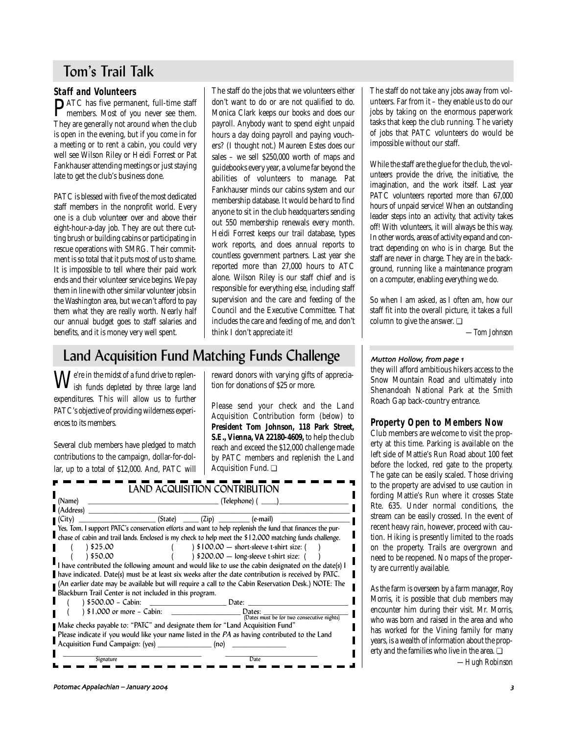# Tom's Trail Talk

### Staff and Volunteers

PATC has five permanent, full-time staff members. Most of you never see them. They are generally not around when the club is open in the evening, but if you come in for a meeting or to rent a cabin, you could very well see Wilson Riley or Heidi Forrest or Pat Fankhauser attending meetings or just staying late to get the club's business done.

PATC is blessed with five of the most dedicated staff members in the nonprofit world. Every one is a club volunteer over and above their eight-hour-a-day job. They are out there cutting brush or building cabins or participating in rescue operations with SMRG. Their commitment is so total that it puts most of us to shame. It is impossible to tell where their paid work ends and their volunteer service begins. We pay them in line with other similar volunteer jobs in the Washington area, but we can't afford to pay them what they are really worth. Nearly half our annual budget goes to staff salaries and benefits, and it is money very well spent.

The staff do the jobs that we volunteers either don't want to do or are not qualified to do. Monica Clark keeps our books and does our payroll. Anybody want to spend eight unpaid hours a day doing payroll and paying vouchers? (I thought not.) Maureen Estes does our sales – we sell $250,000 worth of maps and guidebooks every year, a volume far beyond the abilities of volunteers to manage. Pat Fankhauser minds our cabins system and our membership database. It would be hard to find anyone to sit in the club headquarters sending out 550 membership renewals every month. Heidi Forrest keeps our trail database, types work reports, and does annual reports to countless government partners. Last year she reported more than 27,000 hours to ATC alone. Wilson Riley is our staff chief and is responsible for everything else, including staff supervision and the care and feeding of the Council and the Executive Committee. That includes the care and feeding of me, and don't think I don't appreciate it!

The staff do not take any jobs away from volunteers. Far from it – they enable us to do our jobs by taking on the enormous paperwork tasks that keep the club running. The variety of jobs that PATC volunteers do would be impossible without our staff.

While the staff are the glue for the club, the volunteers provide the drive, the initiative, the imagination, and the work itself. Last year PATC volunteers reported more than 67,000 hours of unpaid service! When an outstanding leader steps into an activity, that activity takes off! With volunteers, it will always be this way. In other words, areas of activity expand and contract depending on who is in charge. But the staff are never in charge. They are in the background, running like a maintenance program on a computer, enabling everything we do.

So when I am asked, as I often am, how our staff fit into the overall picture, it takes a full column to give the answer. ❑

—Tom Johnson

# Land Acquisition Fund Matching Funds Challenge

We're in the midst of a fund drive to replenish funds depleted by three large land expenditures. This will allow us to further PATC's objective of providing wilderness experiences to its members.

Several club members have pledged to match contributions to the campaign, dollar-for-dollar, up to a total of $12,000. And, PATC will reward donors with varying gifts of appreciation for donations of $25 or more.

Please send your check and the Land Acquisition Contribution form (below) to **President Tom Johnson, 118 Park Street, S.E., Vienna, VA 22180-4609,** to help the club reach and exceed the $12,000 challenge made by PATC members and replenish the Land Acquisition Fund. ❑

## LAND ACQUISITION CONTRIBUTION

(Name) ______________________ (Telephone) ( ____)______________

(Address) ______________________

(City) ______________ (State) ____ (Zip) ________ (e-mail) ______________

Yes, Tom, I support PATC's conservation efforts and want to help replenish the fund that finances the purchase of cabin and trail lands. Enclosed is my check to help meet the $12,000 matching funds challenge.

( ) $25.00 ( ) $100.00 — short-sleeve t-shirt size: ( )

( ) $50.00 ( ) $200.00 — long-sleeve t-shirt size: ( )

I have contributed the following amount and would like to use the cabin designated on the date(s) I have indicated. Date(s) must be at least six weeks after the date contribution is received by PATC. (An earlier date may be available but will require a call to the Cabin Reservation Desk.) NOTE: The Blackburn Trail Center is not included in this program.

( ) $500.00 – Cabin: ______________ Date: ______________

( ) $1,000 or more – Cabin: ______________ Dates: ______________ (Dates must be for two consecutive nights)

Make checks payable to: "PATC" and designate them for "Land Acquisition Fund"

Please indicate if you would like your name listed in the *PA* as having contributed to the Land Acquisition Fund Campaign: (yes) ____________ (no) ____________

______________________ Signature ______________________ Date

*Mutton Hollow, from page 1*

they will afford ambitious hikers access to the Snow Mountain Road and ultimately into Shenandoah National Park at the Smith Roach Gap back-country entrance.

### Property Open to Members Now

Club members are welcome to visit the property at this time. Parking is available on the left side of Mattie's Run Road about 100 feet before the locked, red gate to the property. The gate can be easily scaled. Those driving to the property are advised to use caution in fording Mattie's Run where it crosses State Rte. 635. Under normal conditions, the stream can be easily crossed. In the event of recent heavy rain, however, proceed with caution. Hiking is presently limited to the roads on the property. Trails are overgrown and need to be reopened. No maps of the property are currently available.

As the farm is overseen by a farm manager, Roy Morris, it is possible that club members may encounter him during their visit. Mr. Morris, who was born and raised in the area and who has worked for the Vining family for many years, is a wealth of information about the property and the families who live in the area. ❑

—Hugh Robinson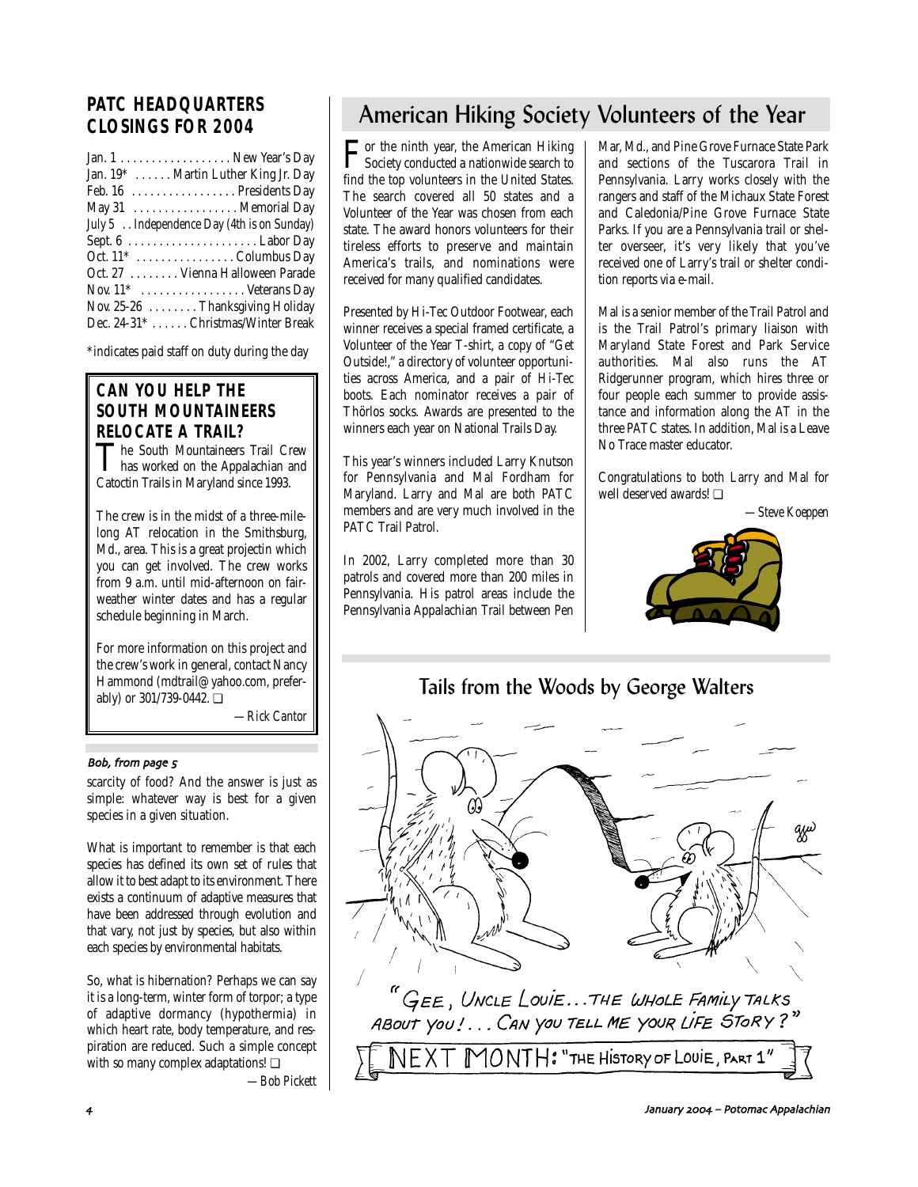## PATC HEADQUARTERS CLOSINGS FOR 2004

Jan. 1 . . . . . . . . . . . . . . . . . . New Year's Day
Jan. 19* . . . . . . Martin Luther King Jr. Day
Feb. 16 . . . . . . . . . . . . . . . . . Presidents Day
May 31 . . . . . . . . . . . . . . . . . Memorial Day
July 5 . . Independence Day (4th is on Sunday)
Sept. 6 . . . . . . . . . . . . . . . . . . . . . Labor Day
Oct. 11* . . . . . . . . . . . . . . . . Columbus Day
Oct. 27 . . . . . . . . Vienna Halloween Parade
Nov. 11* . . . . . . . . . . . . . . . . . Veterans Day
Nov. 25-26 . . . . . . . . Thanksgiving Holiday
Dec. 24-31* . . . . . . Christmas/Winter Break

*indicates paid staff on duty during the day

## CAN YOU HELP THE SOUTH MOUNTAINEERS RELOCATE A TRAIL?

The South Mountaineers Trail Crew has worked on the Appalachian and Catoctin Trails in Maryland since 1993.

The crew is in the midst of a three-mile-long AT relocation in the Smithsburg, Md., area. This is a great projectin which you can get involved. The crew works from 9 a.m. until mid-afternoon on fair-weather winter dates and has a regular schedule beginning in March.

For more information on this project and the crew's work in general, contact Nancy Hammond (mdtrail@yahoo.com, preferably) or 301/739-0442. ❑

*—Rick Cantor*

*Bob, from page 5*

scarcity of food? And the answer is just as simple: whatever way is best for a given species in a given situation.

What is important to remember is that each species has defined its own set of rules that allow it to best adapt to its environment. There exists a continuum of adaptive measures that have been addressed through evolution and that vary, not just by species, but also within each species by environmental habitats.

So, what is hibernation? Perhaps we can say it is a long-term, winter form of torpor; a type of adaptive dormancy (hypothermia) in which heart rate, body temperature, and respiration are reduced. Such a simple concept with so many complex adaptations! ❑

*—Bob Pickett*

# American Hiking Society Volunteers of the Year

For the ninth year, the American Hiking Society conducted a nationwide search to find the top volunteers in the United States. The search covered all 50 states and a Volunteer of the Year was chosen from each state. The award honors volunteers for their tireless efforts to preserve and maintain America's trails, and nominations were received for many qualified candidates.

Presented by Hi-Tec Outdoor Footwear, each winner receives a special framed certificate, a Volunteer of the Year T-shirt, a copy of "Get Outside!," a directory of volunteer opportunities across America, and a pair of Hi-Tec boots. Each nominator receives a pair of Thörlos socks. Awards are presented to the winners each year on National Trails Day.

This year's winners included Larry Knutson for Pennsylvania and Mal Fordham for Maryland. Larry and Mal are both PATC members and are very much involved in the PATC Trail Patrol.

In 2002, Larry completed more than 30 patrols and covered more than 200 miles in Pennsylvania. His patrol areas include the Pennsylvania Appalachian Trail between Pen Mar, Md., and Pine Grove Furnace State Park and sections of the Tuscarora Trail in Pennsylvania. Larry works closely with the rangers and staff of the Michaux State Forest and Caledonia/Pine Grove Furnace State Parks. If you are a Pennsylvania trail or shelter overseer, it's very likely that you've received one of Larry's trail or shelter condition reports via e-mail.

Mal is a senior member of the Trail Patrol and is the Trail Patrol's primary liaison with Maryland State Forest and Park Service authorities. Mal also runs the AT Ridgerunner program, which hires three or four people each summer to provide assistance and information along the AT in the three PATC states. In addition, Mal is a Leave No Trace master educator.

Congratulations to both Larry and Mal for well deserved awards! ❑

*—Steve Koeppen*

## Tails from the Woods by George Walters

"GEE, UNCLE LOUIE...THE WHOLE FAMILY TALKS ABOUT YOU!... CAN YOU TELL ME YOUR LIFE STORY?"

NEXT MONTH: "THE HISTORY OF LOUIE, PART 1"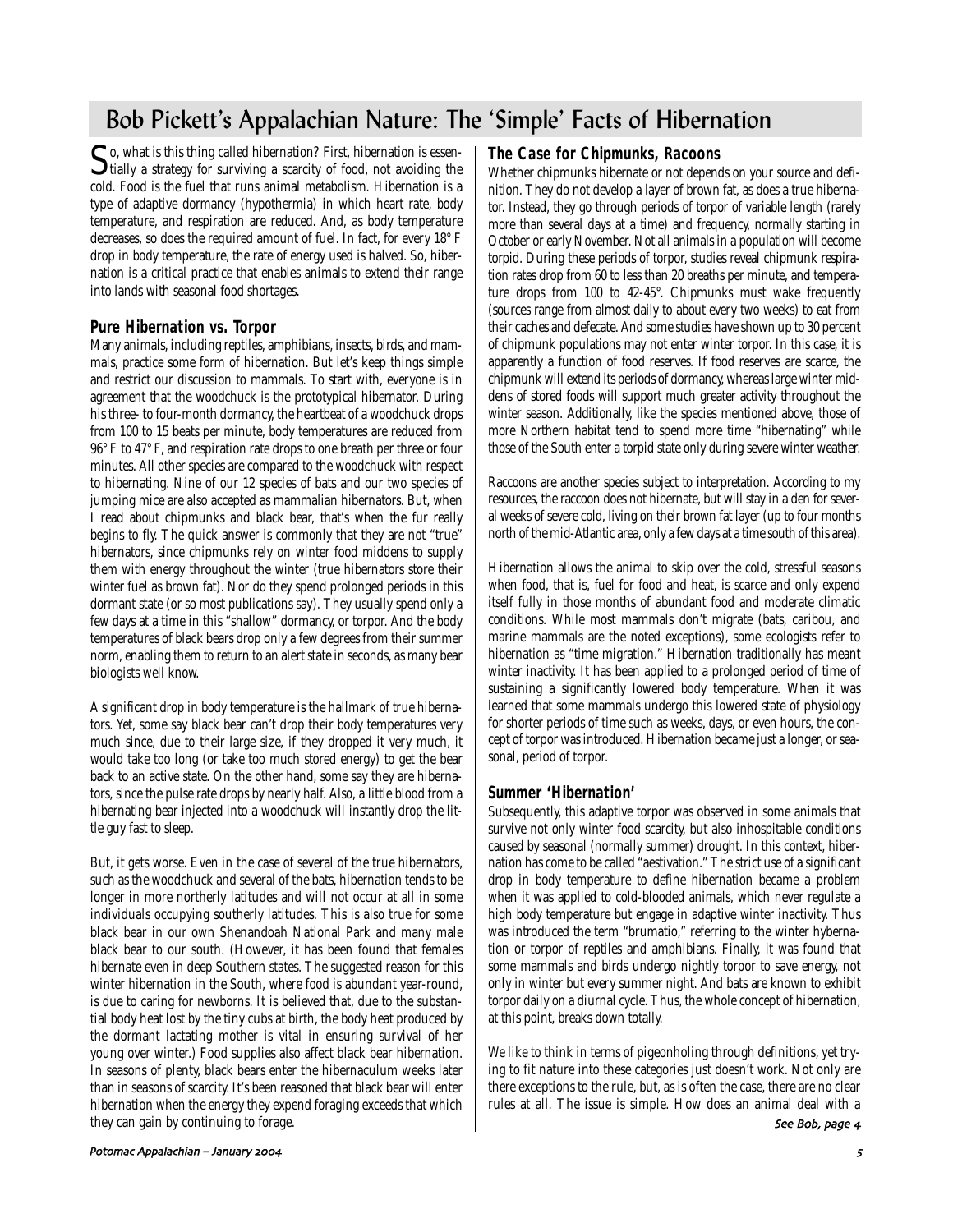# Bob Pickett's Appalachian Nature: The 'Simple' Facts of Hibernation

So, what is this thing called hibernation? First, hibernation is essentially a strategy for surviving a scarcity of food, not avoiding the cold. Food is the fuel that runs animal metabolism. Hibernation is a type of adaptive dormancy (hypothermia) in which heart rate, body temperature, and respiration are reduced. And, as body temperature decreases, so does the required amount of fuel. In fact, for every 18° F drop in body temperature, the rate of energy used is halved. So, hibernation is a critical practice that enables animals to extend their range into lands with seasonal food shortages.

## Pure Hibernation vs. Torpor

Many animals, including reptiles, amphibians, insects, birds, and mammals, practice some form of hibernation. But let's keep things simple and restrict our discussion to mammals. To start with, everyone is in agreement that the woodchuck is the prototypical hibernator. During his three- to four-month dormancy, the heartbeat of a woodchuck drops from 100 to 15 beats per minute, body temperatures are reduced from 96° F to 47° F, and respiration rate drops to one breath per three or four minutes. All other species are compared to the woodchuck with respect to hibernating. Nine of our 12 species of bats and our two species of jumping mice are also accepted as mammalian hibernators. But, when I read about chipmunks and black bear, that's when the fur really begins to fly. The quick answer is commonly that they are not "true" hibernators, since chipmunks rely on winter food middens to supply them with energy throughout the winter (true hibernators store their winter fuel as brown fat). Nor do they spend prolonged periods in this dormant state (or so most publications say). They usually spend only a few days at a time in this "shallow" dormancy, or torpor. And the body temperatures of black bears drop only a few degrees from their summer norm, enabling them to return to an alert state in seconds, as many bear biologists well know.

A significant drop in body temperature is the hallmark of true hibernators. Yet, some say black bear can't drop their body temperatures very much since, due to their large size, if they dropped it very much, it would take too long (or take too much stored energy) to get the bear back to an active state. On the other hand, some say they are hibernators, since the pulse rate drops by nearly half. Also, a little blood from a hibernating bear injected into a woodchuck will instantly drop the little guy fast to sleep.

But, it gets worse. Even in the case of several of the true hibernators, such as the woodchuck and several of the bats, hibernation tends to be longer in more northerly latitudes and will not occur at all in some individuals occupying southerly latitudes. This is also true for some black bear in our own Shenandoah National Park and many male black bear to our south. (However, it has been found that females hibernate even in deep Southern states. The suggested reason for this winter hibernation in the South, where food is abundant year-round, is due to caring for newborns. It is believed that, due to the substantial body heat lost by the tiny cubs at birth, the body heat produced by the dormant lactating mother is vital in ensuring survival of her young over winter.) Food supplies also affect black bear hibernation. In seasons of plenty, black bears enter the hibernaculum weeks later than in seasons of scarcity. It's been reasoned that black bear will enter hibernation when the energy they expend foraging exceeds that which they can gain by continuing to forage.

## The Case for Chipmunks, Racoons

Whether chipmunks hibernate or not depends on your source and definition. They do not develop a layer of brown fat, as does a true hibernator. Instead, they go through periods of torpor of variable length (rarely more than several days at a time) and frequency, normally starting in October or early November. Not all animals in a population will become torpid. During these periods of torpor, studies reveal chipmunk respiration rates drop from 60 to less than 20 breaths per minute, and temperature drops from 100 to 42-45°. Chipmunks must wake frequently (sources range from almost daily to about every two weeks) to eat from their caches and defecate. And some studies have shown up to 30 percent of chipmunk populations may not enter winter torpor. In this case, it is apparently a function of food reserves. If food reserves are scarce, the chipmunk will extend its periods of dormancy, whereas large winter middens of stored foods will support much greater activity throughout the winter season. Additionally, like the species mentioned above, those of more Northern habitat tend to spend more time "hibernating" while those of the South enter a torpid state only during severe winter weather.

Raccoons are another species subject to interpretation. According to my resources, the raccoon does not hibernate, but will stay in a den for several weeks of severe cold, living on their brown fat layer (up to four months north of the mid-Atlantic area, only a few days at a time south of this area).

Hibernation allows the animal to skip over the cold, stressful seasons when food, that is, fuel for food and heat, is scarce and only expend itself fully in those months of abundant food and moderate climatic conditions. While most mammals don't migrate (bats, caribou, and marine mammals are the noted exceptions), some ecologists refer to hibernation as "time migration." Hibernation traditionally has meant winter inactivity. It has been applied to a prolonged period of time of sustaining a significantly lowered body temperature. When it was learned that some mammals undergo this lowered state of physiology for shorter periods of time such as weeks, days, or even hours, the concept of torpor was introduced. Hibernation became just a longer, or seasonal, period of torpor.

## Summer 'Hibernation'

Subsequently, this adaptive torpor was observed in some animals that survive not only winter food scarcity, but also inhospitable conditions caused by seasonal (normally summer) drought. In this context, hibernation has come to be called "aestivation." The strict use of a significant drop in body temperature to define hibernation became a problem when it was applied to cold-blooded animals, which never regulate a high body temperature but engage in adaptive winter inactivity. Thus was introduced the term "brumatio," referring to the winter hybernation or torpor of reptiles and amphibians. Finally, it was found that some mammals and birds undergo nightly torpor to save energy, not only in winter but every summer night. And bats are known to exhibit torpor daily on a diurnal cycle. Thus, the whole concept of hibernation, at this point, breaks down totally.

We like to think in terms of pigeonholing through definitions, yet trying to fit nature into these categories just doesn't work. Not only are there exceptions to the rule, but, as is often the case, there are no clear rules at all. The issue is simple. How does an animal deal with a

*See Bob, page 4*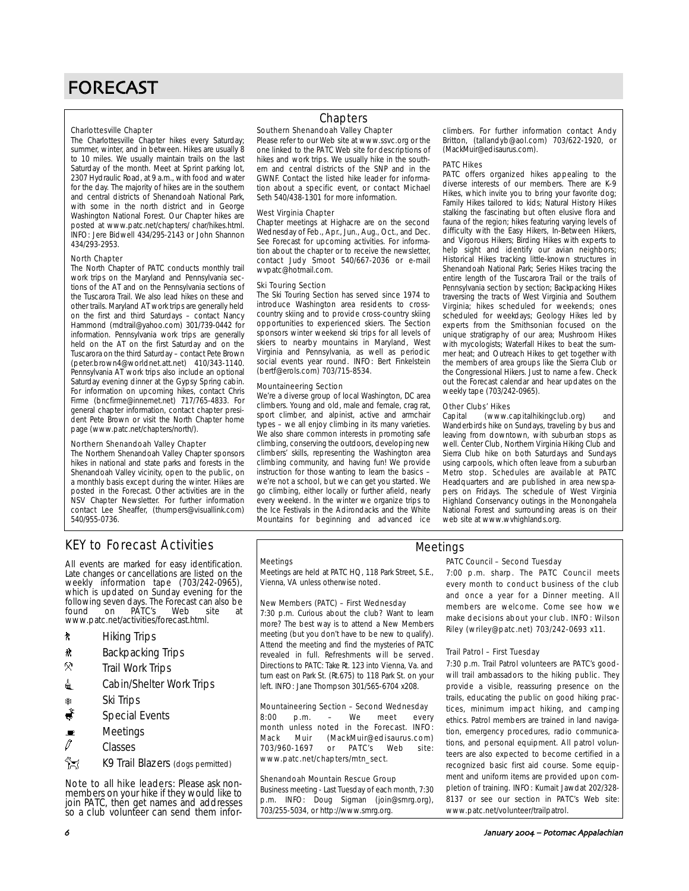# FORECAST

## Chapters

### Charlottesville Chapter

The Charlottesville Chapter hikes every Saturday; summer, winter, and in between. Hikes are usually 8 to 10 miles. We usually maintain trails on the last Saturday of the month. Meet at Sprint parking lot, 2307 Hydraulic Road, at 9 a.m., with food and water for the day. The majority of hikes are in the southern and central districts of Shenandoah National Park, with some in the north district and in George Washington National Forest. Our Chapter hikes are posted at www.patc.net/chapters/ char/hikes.html. INFO: Jere Bidwell 434/295-2143 or John Shannon 434/293-2953.

### North Chapter

The North Chapter of PATC conducts monthly trail work trips on the Maryland and Pennsylvania sections of the AT and on the Pennsylvania sections of the Tuscarora Trail. We also lead hikes on these and other trails. Maryland AT work trips are generally held on the first and third Saturdays – contact Nancy Hammond (mdtrail@yahoo.com) 301/739-0442 for information. Pennsylvania work trips are generally held on the AT on the first Saturday and on the Tuscarora on the third Saturday – contact Pete Brown (peter.brown4@worldnet.att.net) 410/343-1140. Pennsylvania AT work trips also include an optional Saturday evening dinner at the Gypsy Spring cabin. For information on upcoming hikes, contact Chris Firme (bncfirme@innernet.net) 717/765-4833. For general chapter information, contact chapter president Pete Brown or visit the North Chapter home page (www.patc.net/chapters/north/).

### Northern Shenandoah Valley Chapter

The Northern Shenandoah Valley Chapter sponsors hikes in national and state parks and forests in the Shenandoah Valley vicinity, open to the public, on a monthly basis except during the winter. Hikes are posted in the Forecast. Other activities are in the NSV Chapter Newsletter. For further information contact Lee Sheaffer, (thumpers@visuallink.com) 540/955-0736.

### Southern Shenandoah Valley Chapter

Please refer to our Web site at www.ssvc.org or the one linked to the PATC Web site for descriptions of hikes and work trips. We usually hike in the southern and central districts of the SNP and in the GWNF. Contact the listed hike leader for information about a specific event, or contact Michael Seth 540/438-1301 for more information.

### West Virginia Chapter

Chapter meetings at Highacre are on the second Wednesday of Feb., Apr., Jun., Aug., Oct., and Dec. See Forecast for upcoming activities. For information about the chapter or to receive the newsletter, contact Judy Smoot 540/667-2036 or e-mail wvpatc@hotmail.com.

### Ski Touring Section

The Ski Touring Section has served since 1974 to introduce Washington area residents to cross-country skiing and to provide cross-country skiing opportunities to experienced skiers. The Section sponsors winter weekend ski trips for all levels of skiers to nearby mountains in Maryland, West Virginia and Pennsylvania, as well as periodic social events year round. INFO: Bert Finkelstein (bertf@erols.com) 703/715-8534.

### Mountaineering Section

We're a diverse group of local Washington, DC area climbers. Young and old, male and female, crag rat, sport climber, and alpinist, active and armchair types – we all enjoy climbing in its many varieties. We also share common interests in promoting safe climbing, conserving the outdoors, developing new climbers' skills, representing the Washington area climbing community, and having fun! We provide instruction for those wanting to learn the basics – we're not a school, but we can get you started. We go climbing, either locally or further afield, nearly every weekend. In the winter we organize trips to the Ice Festivals in the Adirondacks and the White Mountains for beginning and advanced ice climbers. For further information contact Andy Britton, (tallandyb@aol.com) 703/622-1920, or (MackMuir@edisaurus.com).

### PATC Hikes

PATC offers organized hikes appealing to the diverse interests of our members. There are K-9 Hikes, which invite you to bring your favorite dog; Family Hikes tailored to kids; Natural History Hikes stalking the fascinating but often elusive flora and fauna of the region; hikes featuring varying levels of difficulty with the Easy Hikers, In-Between Hikers, and Vigorous Hikers; Birding Hikes with experts to help sight and identify our avian neighbors; Historical Hikes tracking little-known structures in Shenandoah National Park; Series Hikes tracing the entire length of the Tuscarora Trail or the trails of Pennsylvania section by section; Backpacking Hikes traversing the tracts of West Virginia and Southern Virginia; hikes scheduled for weekends; ones scheduled for weekdays; Geology Hikes led by experts from the Smithsonian focused on the unique stratigraphy of our area; Mushroom Hikes with mycologists; Waterfall Hikes to beat the summer heat; and Outreach Hikes to get together with the members of area groups like the Sierra Club or the Congressional Hikers. Just to name a few. Check out the Forecast calendar and hear updates on the weekly tape (703/242-0965).

### Other Clubs' Hikes

Capital (www.capitalhikingclub.org) and Wanderbirds hike on Sundays, traveling by bus and leaving from downtown, with suburban stops as well. Center Club, Northern Virginia Hiking Club and Sierra Club hike on both Saturdays and Sundays using carpools, which often leave from a suburban Metro stop. Schedules are available at PATC Headquarters and are published in area newspapers on Fridays. The schedule of West Virginia Highland Conservancy outings in the Monongahela National Forest and surrounding areas is on their web site at www.wvhighlands.org.

## KEY to Forecast Activities

All events are marked for easy identification. Late changes or cancellations are listed on the weekly information tape (703/242-0965), which is updated on Sunday evening for the following seven days. The Forecast can also be found on PATC's Web site at www.patc.net/activities/forecast.html.

- Hiking Trips
- Backpacking Trips
- Trail Work Trips
- Cabin/Shelter Work Trips
- Ski Trips
- Special Events
- Meetings
- Classes
- K9 Trail Blazers (dogs permitted)

Note to all hike leaders: Please ask non-members on your hike if they would like to join PATC, then get names and addresses so a club volunteer can send them infor-

## Meetings

### Meetings

Meetings are held at PATC HQ, 118 Park Street, S.E., Vienna, VA unless otherwise noted.

### New Members (PATC) – First Wednesday

7:30 p.m. Curious about the club? Want to learn more? The best way is to attend a New Members meeting (but you don't have to be new to qualify). Attend the meeting and find the mysteries of PATC revealed in full. Refreshments will be served. Directions to PATC: Take Rt. 123 into Vienna, Va. and turn east on Park St. (Rt.675) to 118 Park St. on your left. INFO: Jane Thompson 301/565-6704 x208.

### Mountaineering Section – Second Wednesday

8:00 p.m. – We meet every month unless noted in the Forecast. INFO: Mack Muir (MackMuir@edisaurus.com) 703/960-1697 or PATC's Web site: www.patc.net/chapters/mtn_sect.

### Shenandoah Mountain Rescue Group

Business meeting - Last Tuesday of each month, 7:30 p.m. INFO: Doug Sigman (join@smrg.org), 703/255-5034, or http://www.smrg.org.

### PATC Council – Second Tuesday

7:00 p.m. sharp. The PATC Council meets every month to conduct business of the club and once a year for a Dinner meeting. All members are welcome. Come see how we make decisions about your club. INFO: Wilson Riley (wriley@patc.net) 703/242-0693 x11.

### Trail Patrol – First Tuesday

7:30 p.m. Trail Patrol volunteers are PATC's goodwill trail ambassadors to the hiking public. They provide a visible, reassuring presence on the trails, educating the public on good hiking practices, minimum impact hiking, and camping ethics. Patrol members are trained in land navigation, emergency procedures, radio communications, and personal equipment. All patrol volunteers are also expected to become certified in a recognized basic first aid course. Some equipment and uniform items are provided upon completion of training. INFO: Kumait Jawdat 202/328-8137 or see our section in PATC's Web site: www.patc.net/volunteer/trailpatrol.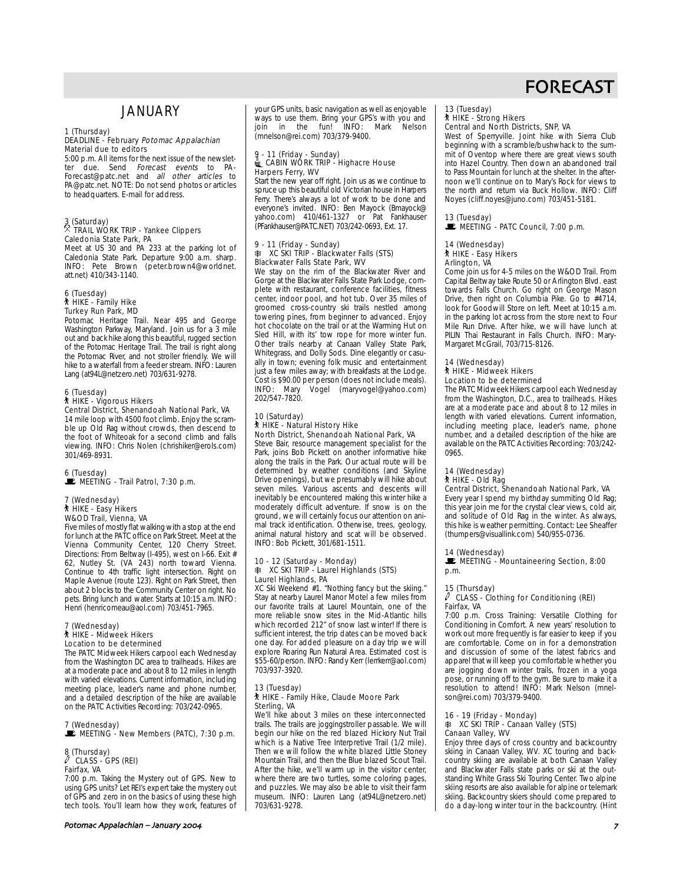# FORECAST

## JANUARY

**1 (Thursday)**
**DEADLINE - February *Potomac Appalachian* Material due to editors**
5:00 p.m. All items for the next issue of the newsletter due. Send *Forecast events* to PA-Forecast@patc.net and *all other articles* to PA@patc.net. NOTE: Do not send photos or articles to headquarters. E-mail for address.

**3 (Saturday)**
**TRAIL WORK TRIP - Yankee Clippers**
**Caledonia State Park, PA**
Meet at US 30 and PA 233 at the parking lot of Caledonia State Park. Departure 9:00 a.m. sharp. INFO: Pete Brown (peter.brown4@worldnet.att.net) 410/343-1140.

**6 (Tuesday)**
**HIKE - Family Hike**
**Turkey Run Park, MD**
Potomac Heritage Trail. Near 495 and George Washington Parkway, Maryland. Join us for a 3 mile out and back hike along this beautiful, rugged section of the Potomac Heritage Trail. The trail is right along the Potomac River, and not stroller friendly. We will hike to a waterfall from a feeder stream. INFO: Lauren Lang (at94L@netzero.net) 703/631-9278.

**6 (Tuesday)**
**HIKE - Vigorous Hikers**
**Central District, Shenandoah National Park, VA**
14 mile loop with 4500 foot climb. Enjoy the scramble up Old Rag without crowds, then descend to the foot of Whiteoak for a second climb and falls viewing. INFO: Chris Nolen (chrishiker@erols.com) 301/469-8931.

**6 (Tuesday)**
**MEETING - Trail Patrol, 7:30 p.m.**

**7 (Wednesday)**
**HIKE - Easy Hikers**
**W&OD Trail, Vienna, VA**
Five miles of mostly flat walking with a stop at the end for lunch at the PATC office on Park Street. Meet at the Vienna Community Center, 120 Cherry Street. Directions: From Beltway (I-495), west on I-66. Exit # 62, Nutley St. (VA 243) north toward Vienna. Continue to 4th traffic light intersection. Right on Maple Avenue (route 123). Right on Park Street, then about 2 blocks to the Community Center on right. No pets. Bring lunch and water. Starts at 10:15 a.m. INFO: Henri (henricomeau@aol.com) 703/451-7965.

**7 (Wednesday)**
**HIKE - Midweek Hikers**
**Location to be determined**
The PATC Midweek Hikers carpool each Wednesday from the Washington DC area to trailheads. Hikes are at a moderate pace and about 8 to 12 miles in length with varied elevations. Current information, including meeting place, leader's name and phone number, and a detailed description of the hike are available on the PATC Activities Recording: 703/242-0965.

**7 (Wednesday)**
**MEETING - New Members (PATC), 7:30 p.m.**

**8 (Thursday)**
**CLASS - GPS (REI)**
**Fairfax, VA**
7:00 p.m. Taking the Mystery out of GPS. New to using GPS units? Let REI's expert take the mystery out of GPS and zero in on the basics of using these high tech tools. You'll learn how they work, features of your GPS units, basic navigation as well as enjoyable ways to use them. Bring your GPS's with you and join in the fun! INFO: Mark Nelson (mnelson@rei.com) 703/379-9400.

**9 - 11 (Friday - Sunday)**
**CABIN WORK TRIP - Highacre House**
**Harpers Ferry, WV**
Start the new year off right. Join us as we continue to spruce up this beautiful old Victorian house in Harpers Ferry. There's always a lot of work to be done and everyone's invited. INFO: Ben Mayock (Bmayock@yahoo.com) 410/461-1327 or Pat Fankhauser (PFankhauser@PATC.NET) 703/242-0693, Ext. 17.

**9 - 11 (Friday - Sunday)**
**XC SKI TRIP - Blackwater Falls (STS)**
**Blackwater Falls State Park, WV**
We stay on the rim of the Blackwater River and Gorge at the Blackwater Falls State Park Lodge, complete with restaurant, conference facilities, fitness center, indoor pool, and hot tub. Over 35 miles of groomed cross-country ski trails nestled among towering pines, from beginner to advanced. Enjoy hot chocolate on the trail or at the Warming Hut on Sled Hill, with its' tow rope for more winter fun. Other trails nearby at Canaan Valley State Park, Whitegrass, and Dolly Sods. Dine elegantly or casually in town; evening folk music and entertainment just a few miles away; with breakfasts at the Lodge. Cost is $90.00 per person (does not include meals). INFO: Mary Vogel (maryvogel@yahoo.com) 202/547-7820.

**10 (Saturday)**
**HIKE - Natural History Hike**
**North District, Shenandoah National Park, VA**
Steve Bair, resource management specialist for the Park, joins Bob Pickett on another informative hike along the trails in the Park. Our actual route will be determined by weather conditions (and Skyline Drive openings), but we presumably will hike about seven miles. Various ascents and descents will inevitably be encountered making this winter hike a moderately difficult adventure. If snow is on the ground, we will certainly focus our attention on animal track identification. Otherwise, trees, geology, animal natural history and scat will be observed. INFO: Bob Pickett, 301/681-1511.

**10 - 12 (Saturday - Monday)**
**XC SKI TRIP - Laurel Highlands (STS)**
**Laurel Highlands, PA**
XC Ski Weekend #1. "Nothing fancy but the skiing." Stay at nearby Laurel Manor Motel a few miles from our favorite trails at Laurel Mountain, one of the more reliable snow sites in the Mid-Atlantic hills which recorded 212" of snow last winter! If there is sufficient interest, the trip dates can be moved back one day. For added pleasure on a day trip we will explore Roaring Run Natural Area. Estimated cost is $55-60/person. INFO: Randy Kerr (lerrkerr@aol.com) 703/937-3920.

**13 (Tuesday)**
**HIKE - Family Hike, Claude Moore Park**
**Sterling, VA**
We'll hike about 3 miles on these interconnected trails. The trails are joggingstroller passable. We will begin our hike on the red blazed Hickory Nut Trail which is a Native Tree Interpretive Trail (1/2 mile). Then we will follow the white blazed Little Stoney Mountain Trail, and then the Blue blazed Scout Trail. After the hike, we'll warm up in the visitor center, where there are two turtles, some coloring pages, and puzzles. We may also be able to visit their farm museum. INFO: Lauren Lang (at94L@netzero.net) 703/631-9278.

**13 (Tuesday)**
**HIKE - Strong Hikers**
**Central and North Districts, SNP, VA**
West of Sperryville. Joint hike with Sierra Club beginning with a scramble/bushwhack to the summit of Oventop where there are great views south into Hazel Country. Then down an abandoned trail to Pass Mountain for lunch at the shelter. In the afternoon we'll continue on to Mary's Rock for views to the north and return via Buck Hollow. INFO: Cliff Noyes (cliff.noyes@juno.com) 703/451-5181.

**13 (Tuesday)**
**MEETING - PATC Council, 7:00 p.m.**

**14 (Wednesday)**
**HIKE - Easy Hikers**
**Arlington, VA**
Come join us for 4-5 miles on the W&OD Trail. From Capital Beltway take Route 50 or Arlington Blvd. east towards Falls Church. Go right on George Mason Drive, then right on Columbia Pike. Go to #4714, look for Goodwill Store on left. Meet at 10:15 a.m. in the parking lot across from the store next to Four Mile Run Drive. After hike, we will have lunch at PILIN Thai Restaurant in Falls Church. INFO: Mary-Margaret McGrail, 703/715-8126.

**14 (Wednesday)**
**HIKE - Midweek Hikers**
**Location to be determined**
The PATC Midweek Hikers carpool each Wednesday from the Washington, D.C., area to trailheads. Hikes are at a moderate pace and about 8 to 12 miles in length with varied elevations. Current information, including meeting place, leader's name, phone number, and a detailed description of the hike are available on the PATC Activities Recording: 703/242-0965.

**14 (Wednesday)**
**HIKE - Old Rag**
**Central District, Shenandoah National Park, VA**
Every year I spend my birthday summiting Old Rag; this year join me for the crystal clear views, cold air, and solitude of Old Rag in the winter. As always, this hike is weather permitting. Contact: Lee Sheaffer (thumpers@visuallink.com) 540/955-0736.

**14 (Wednesday)**
**MEETING - Mountaineering Section, 8:00 p.m.**

**15 (Thursday)**
**CLASS - Clothing for Conditioning (REI)**
**Fairfax, VA**
7:00 p.m. Cross Training: Versatile Clothing for Conditioning in Comfort. A new years' resolution to work out more frequently is far easier to keep if you are comfortable. Come on in for a demonstration and discussion of some of the latest fabrics and apparel that will keep you comfortable whether you are jogging down winter trails, frozen in a yoga pose, or running off to the gym. Be sure to make it a resolution to attend! INFO: Mark Nelson (mnelson@rei.com) 703/379-9400.

**16 - 19 (Friday - Monday)**
**XC SKI TRIP - Canaan Valley (STS)**
**Canaan Valley, WV**
Enjoy three days of cross country and backcountry skiing in Canaan Valley, WV. XC touring and backcountry skiing are available at both Canaan Valley and Blackwater Falls state parks or ski at the outstanding White Grass Ski Touring Center. Two alpine skiing resorts are also available for alpine or telemark skiing. Backcountry skiers should come prepared to do a day-long winter tour in the backcountry. (Hint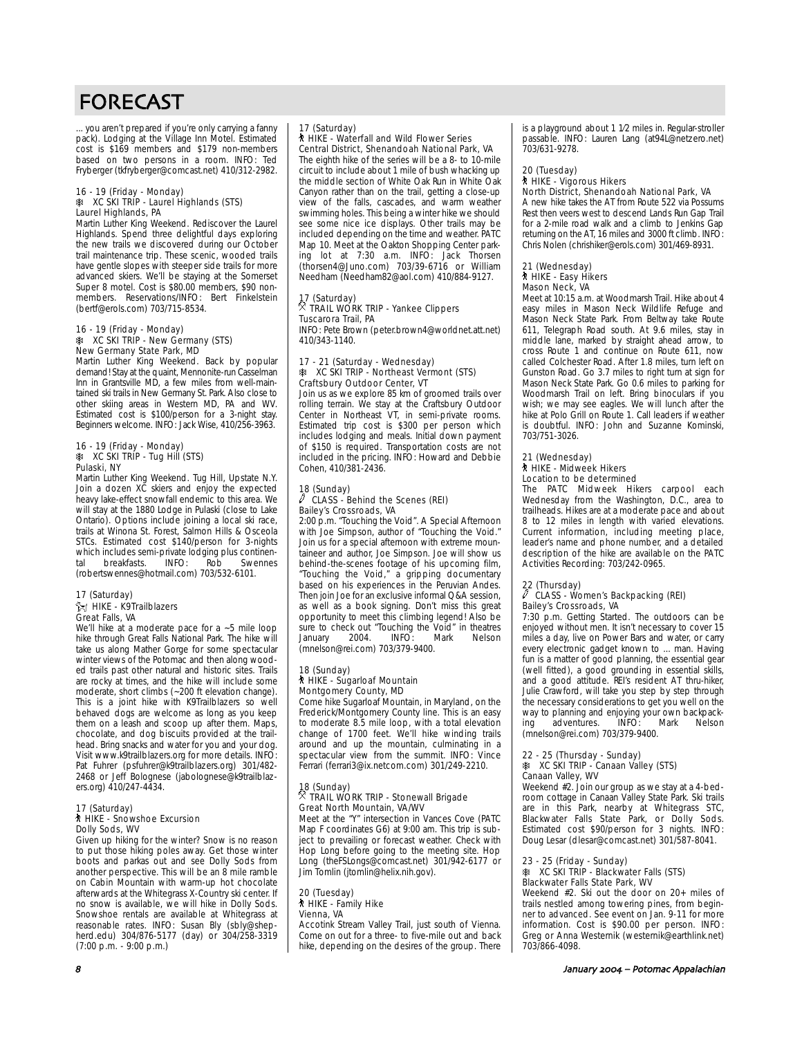# FORECAST

... you aren't prepared if you're only carrying a fanny pack). Lodging at the Village Inn Motel. Estimated cost is $169 members and $179 non-members based on two persons in a room. INFO: Ted Fryberger (tkfryberger@comcast.net) 410/312-2982.

16 - 19 (Friday - Monday)
XC SKI TRIP - Laurel Highlands (STS)
Laurel Highlands, PA
Martin Luther King Weekend. Rediscover the Laurel Highlands. Spend three delightful days exploring the new trails we discovered during our October trail maintenance trip. These scenic, wooded trails have gentle slopes with steeper side trails for more advanced skiers. We'll be staying at the Somerset Super 8 motel. Cost is $80.00 members, $90 non-members. Reservations/INFO: Bert Finkelstein (bertf@erols.com) 703/715-8534.

16 - 19 (Friday - Monday)
XC SKI TRIP - New Germany (STS)
New Germany State Park, MD
Martin Luther King Weekend. Back by popular demand! Stay at the quaint, Mennonite-run Casselman Inn in Grantsville MD, a few miles from well-maintained ski trails in New Germany St. Park. Also close to other skiing areas in Western MD, PA and WV. Estimated cost is $100/person for a 3-night stay. Beginners welcome. INFO: Jack Wise, 410/256-3963.

16 - 19 (Friday - Monday)
XC SKI TRIP - Tug Hill (STS)
Pulaski, NY
Martin Luther King Weekend. Tug Hill, Upstate N.Y. Join a dozen XC skiers and enjoy the expected heavy lake-effect snowfall endemic to this area. We will stay at the 1880 Lodge in Pulaski (close to Lake Ontario). Options include joining a local ski race, trails at Winona St. Forest, Salmon Hills & Osceola STCs. Estimated cost $140/person for 3-nights which includes semi-private lodging plus continental breakfasts. INFO: Rob Swennes (robertswennes@hotmail.com) 703/532-6101.

17 (Saturday)
HIKE - K9Trailblazers
Great Falls, VA
We'll hike at a moderate pace for a ~5 mile loop hike through Great Falls National Park. The hike will take us along Mather Gorge for some spectacular winter views of the Potomac and then along wooded trails past other natural and historic sites. Trails are rocky at times, and the hike will include some moderate, short climbs (~200 ft elevation change). This is a joint hike with K9Trailblazers so well behaved dogs are welcome as long as you keep them on a leash and scoop up after them. Maps, chocolate, and dog biscuits provided at the trailhead. Bring snacks and water for you and your dog. Visit www.k9trailblazers.org for more details. INFO: Pat Fuhrer (psfuhrer@k9trailblazers.org) 301/482-2468 or Jeff Bolognese (jabolognese@k9trailblazers.org) 410/247-4434.

17 (Saturday)
HIKE - Snowshoe Excursion
Dolly Sods, WV
Given up hiking for the winter? Snow is no reason to put those hiking poles away. Get those winter boots and parkas out and see Dolly Sods from another perspective. This will be an 8 mile ramble on Cabin Mountain with warm-up hot chocolate afterwards at the Whitegrass X-Country ski center. If no snow is available, we will hike in Dolly Sods. Snowshoe rentals are available at Whitegrass at reasonable rates. INFO: Susan Bly (sbly@shepherd.edu) 304/876-5177 (day) or 304/258-3319 (7:00 p.m. - 9:00 p.m.)

17 (Saturday)
HIKE - Waterfall and Wild Flower Series
Central District, Shenandoah National Park, VA
The eighth hike of the series will be a 8- to 10-mile circuit to include about 1 mile of bush whacking up the middle section of White Oak Run in White Oak Canyon rather than on the trail, getting a close-up view of the falls, cascades, and warm weather swimming holes. This being a winter hike we should see some nice ice displays. Other trails may be included depending on the time and weather. PATC Map 10. Meet at the Oakton Shopping Center parking lot at 7:30 a.m. INFO: Jack Thorsen (thorsen4@Juno.com) 703/39-6716 or William Needham (Needham82@aol.com) 410/884-9127.

17 (Saturday)
TRAIL WORK TRIP - Yankee Clippers
Tuscarora Trail, PA
INFO: Pete Brown (peter.brown4@worldnet.att.net) 410/343-1140.

17 - 21 (Saturday - Wednesday)
XC SKI TRIP - Northeast Vermont (STS)
Craftsbury Outdoor Center, VT
Join us as we explore 85 km of groomed trails over rolling terrain. We stay at the Craftsbury Outdoor Center in Northeast VT, in semi-private rooms. Estimated trip cost is $300 per person which includes lodging and meals. Initial down payment of $150 is required. Transportation costs are not included in the pricing. INFO: Howard and Debbie Cohen, 410/381-2436.

18 (Sunday)
CLASS - Behind the Scenes (REI)
Bailey's Crossroads, VA
2:00 p.m. "Touching the Void". A Special Afternoon with Joe Simpson, author of "Touching the Void." Join us for a special afternoon with extreme mountaineer and author, Joe Simpson. Joe will show us behind-the-scenes footage of his upcoming film, "Touching the Void," a gripping documentary based on his experiences in the Peruvian Andes. Then join Joe for an exclusive informal Q&A session, as well as a book signing. Don't miss this great opportunity to meet this climbing legend! Also be sure to check out "Touching the Void" in theatres January 2004. INFO: Mark Nelson (mnelson@rei.com) 703/379-9400.

18 (Sunday)
HIKE - Sugarloaf Mountain
Montgomery County, MD
Come hike Sugarloaf Mountain, in Maryland, on the Frederick/Montgomery County line. This is an easy to moderate 8.5 mile loop, with a total elevation change of 1700 feet. We'll hike winding trails around and up the mountain, culminating in a spectacular view from the summit. INFO: Vince Ferrari (ferrari3@ix.netcom.com) 301/249-2210.

18 (Sunday)
TRAIL WORK TRIP - Stonewall Brigade
Great North Mountain, VA/WV
Meet at the "Y" intersection in Vances Cove (PATC Map F coordinates G6) at 9:00 am. This trip is subject to prevailing or forecast weather. Check with Hop Long before going to the meeting site. Hop Long (theFSLongs@comcast.net) 301/942-6177 or Jim Tomlin (jtomlin@helix.nih.gov).

20 (Tuesday)
HIKE - Family Hike
Vienna, VA
Accotink Stream Valley Trail, just south of Vienna. Come on out for a three- to five-mile out and back hike, depending on the desires of the group. There is a playground about 1 1/2 miles in. Regular-stroller passable. INFO: Lauren Lang (at94L@netzero.net) 703/631-9278.

20 (Tuesday)
HIKE - Vigorous Hikers
North District, Shenandoah National Park, VA
A new hike takes the AT from Route 522 via Possums Rest then veers west to descend Lands Run Gap Trail for a 2-mile road walk and a climb to Jenkins Gap returning on the AT, 16 miles and 3000 ft climb. INFO: Chris Nolen (chrishiker@erols.com) 301/469-8931.

21 (Wednesday)
HIKE - Easy Hikers
Mason Neck, VA
Meet at 10:15 a.m. at Woodmarsh Trail. Hike about 4 easy miles in Mason Neck Wildlife Refuge and Mason Neck State Park. From Beltway take Route 611, Telegraph Road south. At 9.6 miles, stay in middle lane, marked by straight ahead arrow, to cross Route 1 and continue on Route 611, now called Colchester Road. After 1.8 miles, turn left on Gunston Road. Go 3.7 miles to right turn at sign for Mason Neck State Park. Go 0.6 miles to parking for Woodmarsh Trail on left. Bring binoculars if you wish; we may see eagles. We will lunch after the hike at Polo Grill on Route 1. Call leaders if weather is doubtful. INFO: John and Suzanne Kominski, 703/751-3026.

21 (Wednesday)
HIKE - Midweek Hikers
Location to be determined
The PATC Midweek Hikers carpool each Wednesday from the Washington, D.C., area to trailheads. Hikes are at a moderate pace and about 8 to 12 miles in length with varied elevations. Current information, including meeting place, leader's name and phone number, and a detailed description of the hike are available on the PATC Activities Recording: 703/242-0965.

22 (Thursday)
CLASS - Women's Backpacking (REI)
Bailey's Crossroads, VA
7:30 p.m. Getting Started. The outdoors can be enjoyed without men. It isn't necessary to cover 15 miles a day, live on Power Bars and water, or carry every electronic gadget known to ... man. Having fun is a matter of good planning, the essential gear (well fitted), a good grounding in essential skills, and a good attitude. REI's resident AT thru-hiker, Julie Crawford, will take you step by step through the necessary considerations to get you well on the way to planning and enjoying your own backpacking adventures. INFO: Mark Nelson (mnelson@rei.com) 703/379-9400.

22 - 25 (Thursday - Sunday)
XC SKI TRIP - Canaan Valley (STS)
Canaan Valley, WV
Weekend #2. Join our group as we stay at a 4-bedroom cottage in Canaan Valley State Park. Ski trails are in this Park, nearby at Whitegrass STC, Blackwater Falls State Park, or Dolly Sods. Estimated cost $90/person for 3 nights. INFO: Doug Lesar (dlesar@comcast.net) 301/587-8041.

23 - 25 (Friday - Sunday)
XC SKI TRIP - Blackwater Falls (STS)
Blackwater Falls State Park, WV
Weekend #2. Ski out the door on 20+ miles of trails nestled among towering pines, from beginner to advanced. See event on Jan. 9-11 for more information. Cost is $90.00 per person. INFO: Greg or Anna Westernik (westernik@earthlink.net) 703/866-4098.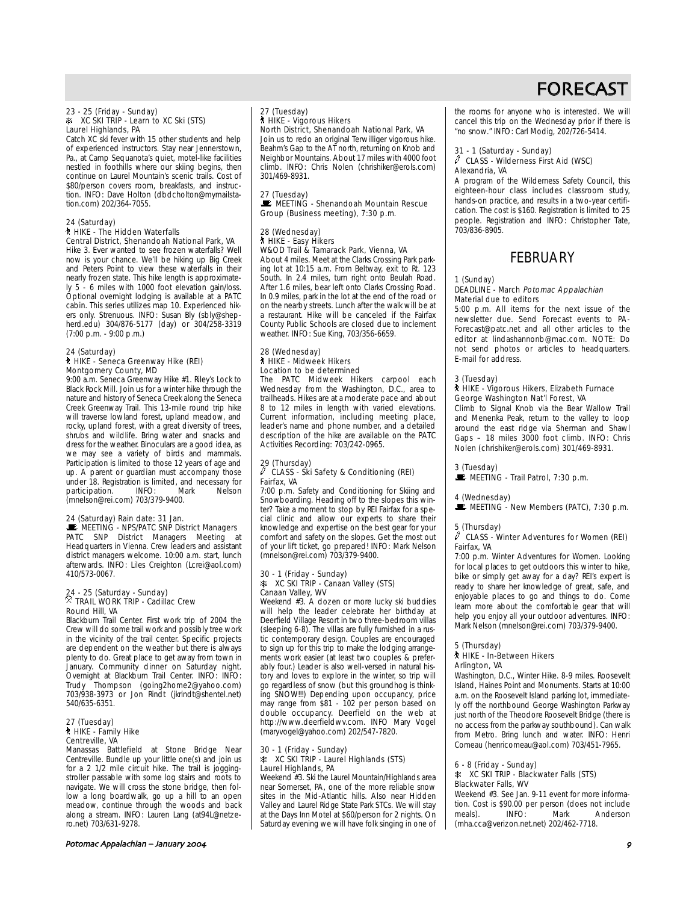# FORECAST

23 - 25 (Friday - Sunday)
XC SKI TRIP - Learn to XC Ski (STS)
Laurel Highlands, PA
Catch XC ski fever with 15 other students and help of experienced instructors. Stay near Jennerstown, Pa., at Camp Sequanota's quiet, motel-like facilities nestled in foothills where our skiing begins, then continue on Laurel Mountain's scenic trails. Cost of $80/person covers room, breakfasts, and instruction. INFO: Dave Holton (dbdcholton@mymailstation.com) 202/364-7055.

24 (Saturday)
HIKE - The Hidden Waterfalls
Central District, Shenandoah National Park, VA
Hike 3. Ever wanted to see frozen waterfalls? Well now is your chance. We'll be hiking up Big Creek and Peters Point to view these waterfalls in their nearly frozen state. This hike length is approximately 5 - 6 miles with 1000 foot elevation gain/loss. Optional overnight lodging is available at a PATC cabin. This series utilizes map 10. Experienced hikers only. Strenuous. INFO: Susan Bly (sbly@shepherd.edu) 304/876-5177 (day) or 304/258-3319 (7:00 p.m. - 9:00 p.m.)

24 (Saturday)
HIKE - Seneca Greenway Hike (REI)
Montgomery County, MD
9:00 a.m. Seneca Greenway Hike #1. Riley's Lock to Black Rock Mill. Join us for a winter hike through the nature and history of Seneca Creek along the Seneca Creek Greenway Trail. This 13-mile round trip hike will traverse lowland forest, upland meadow, and rocky, upland forest, with a great diversity of trees, shrubs and wildlife. Bring water and snacks and dress for the weather. Binoculars are a good idea, as we may see a variety of birds and mammals. Participation is limited to those 12 years of age and up. A parent or guardian must accompany those under 18. Registration is limited, and necessary for participation. INFO: Mark Nelson (mnelson@rei.com) 703/379-9400.

24 (Saturday) Rain date: 31 Jan.
MEETING - NPS/PATC SNP District Managers
PATC SNP District Managers Meeting at Headquarters in Vienna. Crew leaders and assistant district managers welcome. 10:00 a.m. start, lunch afterwards. INFO: Liles Creighton (Lcrei@aol.com) 410/575-0067.

24 - 25 (Saturday - Sunday)
TRAIL WORK TRIP - Cadillac Crew
Round Hill, VA
Blackburn Trail Center. First work trip of 2004 the Crew will do some trail work and possibly tree work in the vicinity of the trail center. Specific projects are dependent on the weather but there is always plenty to do. Great place to get away from town in January. Community dinner on Saturday night. Overnight at Blackburn Trail Center. INFO: INFO: Trudy Thompson (going2home2@yahoo.com) 703/938-3973 or Jon Rindt (jkrindt@shentel.net) 540/635-6351.

27 (Tuesday)
HIKE - Family Hike
Centreville, VA
Manassas Battlefield at Stone Bridge Near Centreville. Bundle up your little one(s) and join us for a 2 1/2 mile circuit hike. The trail is jogging-stroller passable with some log stairs and roots to navigate. We will cross the stone bridge, then follow a long boardwalk, go up a hill to an open meadow, continue through the woods and back along a stream. INFO: Lauren Lang (at94L@netzero.net) 703/631-9278.

27 (Tuesday)
HIKE - Vigorous Hikers
North District, Shenandoah National Park, VA
Join us to redo an original Terwilliger vigorous hike. Beahm's Gap to the AT north, returning on Knob and Neighbor Mountains. About 17 miles with 4000 foot climb. INFO: Chris Nolen (chrishiker@erols.com) 301/469-8931.

27 (Tuesday)
MEETING - Shenandoah Mountain Rescue Group (Business meeting), 7:30 p.m.

28 (Wednesday)
HIKE - Easy Hikers
W&OD Trail & Tamarack Park, Vienna, VA
About 4 miles. Meet at the Clarks Crossing Park parking lot at 10:15 a.m. From Beltway, exit to Rt. 123 South. In 2.4 miles, turn right onto Beulah Road. After 1.6 miles, bear left onto Clarks Crossing Road. In 0.9 miles, park in the lot at the end of the road or on the nearby streets. Lunch after the walk will be at a restaurant. Hike will be canceled if the Fairfax County Public Schools are closed due to inclement weather. INFO: Sue King, 703/356-6659.

28 (Wednesday)
HIKE - Midweek Hikers
Location to be determined
The PATC Midweek Hikers carpool each Wednesday from the Washington, D.C., area to trailheads. Hikes are at a moderate pace and about 8 to 12 miles in length with varied elevations. Current information, including meeting place, leader's name and phone number, and a detailed description of the hike are available on the PATC Activities Recording: 703/242-0965.

29 (Thursday)
CLASS - Ski Safety & Conditioning (REI)
Fairfax, VA
7:00 p.m. Safety and Conditioning for Skiing and Snowboarding. Heading off to the slopes this winter? Take a moment to stop by REI Fairfax for a special clinic and allow our experts to share their knowledge and expertise on the best gear for your comfort and safety on the slopes. Get the most out of your lift ticket, go prepared! INFO: Mark Nelson (mnelson@rei.com) 703/379-9400.

30 - 1 (Friday - Sunday)
XC SKI TRIP - Canaan Valley (STS)
Canaan Valley, WV
Weekend #3. A dozen or more lucky ski buddies will help the leader celebrate her birthday at Deerfield Village Resort in two three-bedroom villas (sleeping 6-8). The villas are fully furnished in a rustic contemporary design. Couples are encouraged to sign up for this trip to make the lodging arrangements work easier (at least two couples & preferably four.) Leader is also well-versed in natural history and loves to explore in the winter, so trip will go regardless of snow (but this groundhog is thinking SNOW!!!) Depending upon occupancy, price may range from $81 - 102 per person based on double occupancy. Deerfield on the web at http://www.deerfieldwv.com. INFO Mary Vogel (maryvogel@yahoo.com) 202/547-7820.

30 - 1 (Friday - Sunday)
XC SKI TRIP - Laurel Highlands (STS)
Laurel Highlands, PA
Weekend #3. Ski the Laurel Mountain/Highlands area near Somerset, PA, one of the more reliable snow sites in the Mid-Atlantic hills. Also near Hidden Valley and Laurel Ridge State Park STCs. We will stay at the Days Inn Motel at $60/person for 2 nights. On Saturday evening we will have folk singing in one of the rooms for anyone who is interested. We will cancel this trip on the Wednesday prior if there is "no snow." INFO: Carl Modig, 202/726-5414.

31 - 1 (Saturday - Sunday)
CLASS - Wilderness First Aid (WSC)
Alexandria, VA
A program of the Wilderness Safety Council, this eighteen-hour class includes classroom study, hands-on practice, and results in a two-year certification. The cost is $160. Registration is limited to 25 people. Registration and INFO: Christopher Tate, 703/836-8905.

## FEBRUARY

1 (Sunday)
DEADLINE - March *Potomac Appalachian* Material due to editors
5:00 p.m. All items for the next issue of the newsletter due. Send Forecast events to PA-Forecast@patc.net and all other articles to the editor at lindashannonb@mac.com. NOTE: Do not send photos or articles to headquarters. E-mail for address.

3 (Tuesday)
HIKE - Vigorous Hikers, Elizabeth Furnace
George Washington Nat'l Forest, VA
Climb to Signal Knob via the Bear Wallow Trail and Menenka Peak, return to the valley to loop around the east ridge via Sherman and Shawl Gaps – 18 miles 3000 foot climb. INFO: Chris Nolen (chrishiker@erols.com) 301/469-8931.

3 (Tuesday)
MEETING - Trail Patrol, 7:30 p.m.

4 (Wednesday)
MEETING - New Members (PATC), 7:30 p.m.

5 (Thursday)
CLASS - Winter Adventures for Women (REI)
Fairfax, VA
7:00 p.m. Winter Adventures for Women. Looking for local places to get outdoors this winter to hike, bike or simply get away for a day? REI's expert is ready to share her knowledge of great, safe, and enjoyable places to go and things to do. Come learn more about the comfortable gear that will help you enjoy all your outdoor adventures. INFO: Mark Nelson (mnelson@rei.com) 703/379-9400.

5 (Thursday)
HIKE - In-Between Hikers
Arlington, VA
Washington, D.C., Winter Hike. 8-9 miles. Roosevelt Island, Haines Point and Monuments. Starts at 10:00 a.m. on the Roosevelt Island parking lot, immediately off the northbound George Washington Parkway just north of the Theodore Roosevelt Bridge (there is no access from the parkway southbound). Can walk from Metro. Bring lunch and water. INFO: Henri Comeau (henricomeau@aol.com) 703/451-7965.

6 - 8 (Friday - Sunday)
XC SKI TRIP - Blackwater Falls (STS)
Blackwater Falls, WV
Weekend #3. See Jan. 9-11 event for more information. Cost is $90.00 per person (does not include meals). INFO: Mark Anderson (mha.cca@verizon.net.net) 202/462-7718.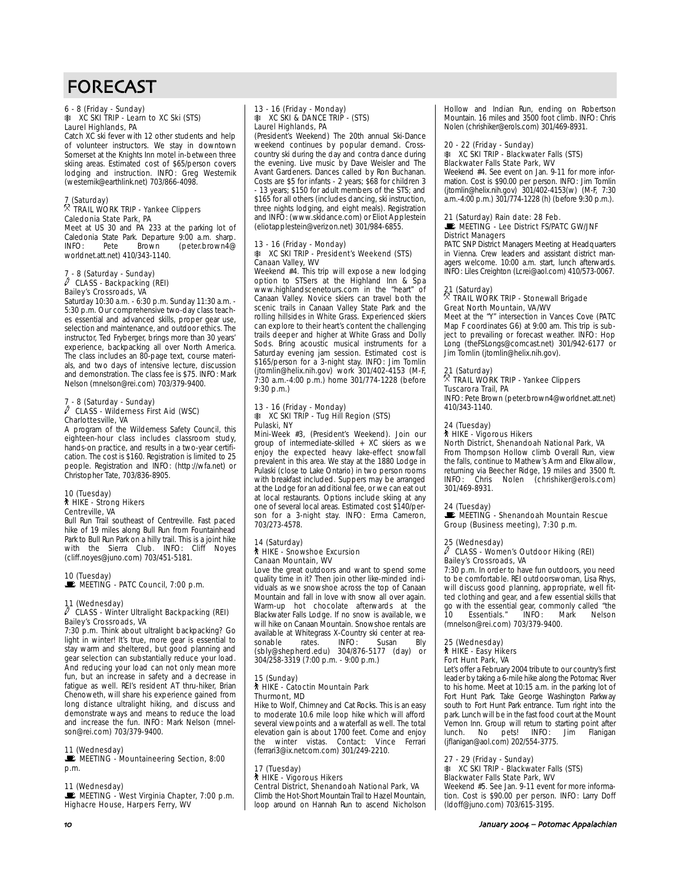# FORECAST

6 - 8 (Friday - Sunday)
XC SKI TRIP - Learn to XC Ski (STS)
Laurel Highlands, PA
Catch XC ski fever with 12 other students and help of volunteer instructors. We stay in downtown Somerset at the Knights Inn motel in-between three skiing areas. Estimated cost of $65/person covers lodging and instruction. INFO: Greg Westernik (westernik@earthlink.net) 703/866-4098.

7 (Saturday)
TRAIL WORK TRIP - Yankee Clippers
Caledonia State Park, PA
Meet at US 30 and PA 233 at the parking lot of Caledonia State Park. Departure 9:00 a.m. sharp. INFO: Pete Brown (peter.brown4@worldnet.att.net) 410/343-1140.

7 - 8 (Saturday - Sunday)
CLASS - Backpacking (REI)
Bailey's Crossroads, VA
Saturday 10:30 a.m. - 6:30 p.m. Sunday 11:30 a.m. - 5:30 p.m. Our comprehensive two-day class teaches essential and advanced skills, proper gear use, selection and maintenance, and outdoor ethics. The instructor, Ted Fryberger, brings more than 30 years' experience, backpacking all over North America. The class includes an 80-page text, course materials, and two days of intensive lecture, discussion and demonstration. The class fee is $75. INFO: Mark Nelson (mnelson@rei.com) 703/379-9400.

7 - 8 (Saturday - Sunday)
CLASS - Wilderness First Aid (WSC)
Charlottesville, VA
A program of the Wilderness Safety Council, this eighteen-hour class includes classroom study, hands-on practice, and results in a two-year certification. The cost is $160. Registration is limited to 25 people. Registration and INFO: (http://wfa.net) or Christopher Tate, 703/836-8905.

10 (Tuesday)
HIKE - Strong Hikers
Centreville, VA
Bull Run Trail southeast of Centreville. Fast paced hike of 19 miles along Bull Run from Fountainhead Park to Bull Run Park on a hilly trail. This is a joint hike with the Sierra Club. INFO: Cliff Noyes (cliff.noyes@juno.com) 703/451-5181.

10 (Tuesday)
MEETING - PATC Council, 7:00 p.m.

11 (Wednesday)
CLASS - Winter Ultralight Backpacking (REI)
Bailey's Crossroads, VA
7:30 p.m. Think about ultralight backpacking? Go light in winter! It's true, more gear is essential to stay warm and sheltered, but good planning and gear selection can substantially reduce your load. And reducing your load can not only mean more fun, but an increase in safety and a decrease in fatigue as well. REI's resident AT thru-hiker, Brian Chenoweth, will share his experience gained from long distance ultralight hiking, and discuss and demonstrate ways and means to reduce the load and increase the fun. INFO: Mark Nelson (mnelson@rei.com) 703/379-9400.

11 (Wednesday)
MEETING - Mountaineering Section, 8:00 p.m.

11 (Wednesday)
MEETING - West Virginia Chapter, 7:00 p.m.
Highacre House, Harpers Ferry, WV

13 - 16 (Friday - Monday)
XC SKI & DANCE TRIP - (STS)
Laurel Highlands, PA
(President's Weekend) The 20th annual Ski-Dance weekend continues by popular demand. Cross-country ski during the day and contra dance during the evening. Live music by Dave Weisler and The Avant Gardeners. Dances called by Ron Buchanan. Costs are $5 for infants - 2 years; $68 for children 3 - 13 years; $150 for adult members of the STS; and $165 for all others (includes dancing, ski instruction, three nights lodging, and eight meals). Registration and INFO: (www.skidance.com) or Eliot Applestein (eliotapplestein@verizon.net) 301/984-6855.

13 - 16 (Friday - Monday)
XC SKI TRIP - President's Weekend (STS)
Canaan Valley, WV
Weekend #4. This trip will expose a new lodging option to STSers at the Highland Inn & Spa www.highlandscenetours.com in the "heart" of Canaan Valley. Novice skiers can travel both the scenic trails in Canaan Valley State Park and the rolling hillsides in White Grass. Experienced skiers can explore to their heart's content the challenging trails deeper and higher at White Grass and Dolly Sods. Bring acoustic musical instruments for a Saturday evening jam session. Estimated cost is $165/person for a 3-night stay. INFO: Jim Tomlin (jtomlin@helix.nih.gov) work 301/402-4153 (M-F, 7:30 a.m.-4:00 p.m.) home 301/774-1228 (before 9:30 p.m.)

13 - 16 (Friday - Monday)
XC SKI TRIP - Tug Hill Region (STS)
Pulaski, NY
Mini-Week #3, (President's Weekend). Join our group of intermediate-skilled + XC skiers as we enjoy the expected heavy lake-effect snowfall prevalent in this area. We stay at the 1880 Lodge in Pulaski (close to Lake Ontario) in two person rooms with breakfast included. Suppers may be arranged at the Lodge for an additional fee, or we can eat out at local restaurants. Options include skiing at any one of several local areas. Estimated cost $140/person for a 3-night stay. INFO: Erma Cameron, 703/273-4578.

14 (Saturday)
HIKE - Snowshoe Excursion
Canaan Mountain, WV
Love the great outdoors and want to spend some quality time in it? Then join other like-minded individuals as we snowshoe across the top of Canaan Mountain and fall in love with snow all over again. Warm-up hot chocolate afterwards at the Blackwater Falls Lodge. If no snow is available, we will hike on Canaan Mountain. Snowshoe rentals are available at Whitegrass X-Country ski center at reasonable rates. INFO: Susan Bly (sbly@shepherd.edu) 304/876-5177 (day) or 304/258-3319 (7:00 p.m. - 9:00 p.m.)

15 (Sunday)
HIKE - Catoctin Mountain Park
Thurmont, MD
Hike to Wolf, Chimney and Cat Rocks. This is an easy to moderate 10.6 mile loop hike which will afford several viewpoints and a waterfall as well. The total elevation gain is about 1700 feet. Come and enjoy the winter vistas. Contact: Vince Ferrari (ferrari3@ix.netcom.com) 301/249-2210.

17 (Tuesday)
HIKE - Vigorous Hikers
Central District, Shenandoah National Park, VA
Climb the Hot-Short Mountain Trail to Hazel Mountain, loop around on Hannah Run to ascend Nicholson Hollow and Indian Run, ending on Robertson Mountain. 16 miles and 3500 foot climb. INFO: Chris Nolen (chrishiker@erols.com) 301/469-8931.

20 - 22 (Friday - Sunday)
XC SKI TRIP - Blackwater Falls (STS)
Blackwater Falls State Park, WV
Weekend #4. See event on Jan. 9-11 for more information. Cost is $90.00 per person. INFO: Jim Tomlin (jtomlin@helix.nih.gov) 301/402-4153(w) (M-F, 7:30 a.m.-4:00 p.m.) 301/774-1228 (h) (before 9:30 p.m.).

21 (Saturday) Rain date: 28 Feb.
MEETING - Lee District FS/PATC GW/JNF District Managers
PATC SNP District Managers Meeting at Headquarters in Vienna. Crew leaders and assistant district managers welcome. 10:00 a.m. start, lunch afterwards. INFO: Liles Creighton (Lcrei@aol.com) 410/573-0067.

21 (Saturday)
TRAIL WORK TRIP - Stonewall Brigade
Great North Mountain, VA/WV
Meet at the "Y" intersection in Vances Cove (PATC Map F coordinates G6) at 9:00 am. This trip is subject to prevailing or forecast weather. INFO: Hop Long (theFSLongs@comcast.net) 301/942-6177 or Jim Tomlin (jtomlin@helix.nih.gov).

21 (Saturday)
TRAIL WORK TRIP - Yankee Clippers
Tuscarora Trail, PA
INFO: Pete Brown (peter.brown4@worldnet.att.net) 410/343-1140.

24 (Tuesday)
HIKE - Vigorous Hikers
North District, Shenandoah National Park, VA
From Thompson Hollow climb Overall Run, view the falls, continue to Mathew's Arm and Elkwallow, returning via Beecher Ridge, 19 miles and 3500 ft. INFO: Chris Nolen (chrishiker@erols.com) 301/469-8931.

24 (Tuesday)
MEETING - Shenandoah Mountain Rescue Group (Business meeting), 7:30 p.m.

25 (Wednesday)
CLASS - Women's Outdoor Hiking (REI)
Bailey's Crossroads, VA
7:30 p.m. In order to have fun outdoors, you need to be comfortable. REI outdoorswoman, Lisa Rhys, will discuss good planning, appropriate, well fitted clothing and gear, and a few essential skills that go with the essential gear, commonly called "the 10 Essentials." INFO: Mark Nelson (mnelson@rei.com) 703/379-9400.

25 (Wednesday)
HIKE - Easy Hikers
Fort Hunt Park, VA
Let's offer a February 2004 tribute to our country's first leader by taking a 6-mile hike along the Potomac River to his home. Meet at 10:15 a.m. in the parking lot of Fort Hunt Park. Take George Washington Parkway south to Fort Hunt Park entrance. Turn right into the park. Lunch will be in the fast food court at the Mount Vernon Inn. Group will return to starting point after lunch. No pets! INFO: Jim Flanigan (jflanigan@aol.com) 202/554-3775.

27 - 29 (Friday - Sunday)
XC SKI TRIP - Blackwater Falls (STS)
Blackwater Falls State Park, WV
Weekend #5. See Jan. 9-11 event for more information. Cost is $90.00 per person. INFO: Larry Doff (ldoff@juno.com) 703/615-3195.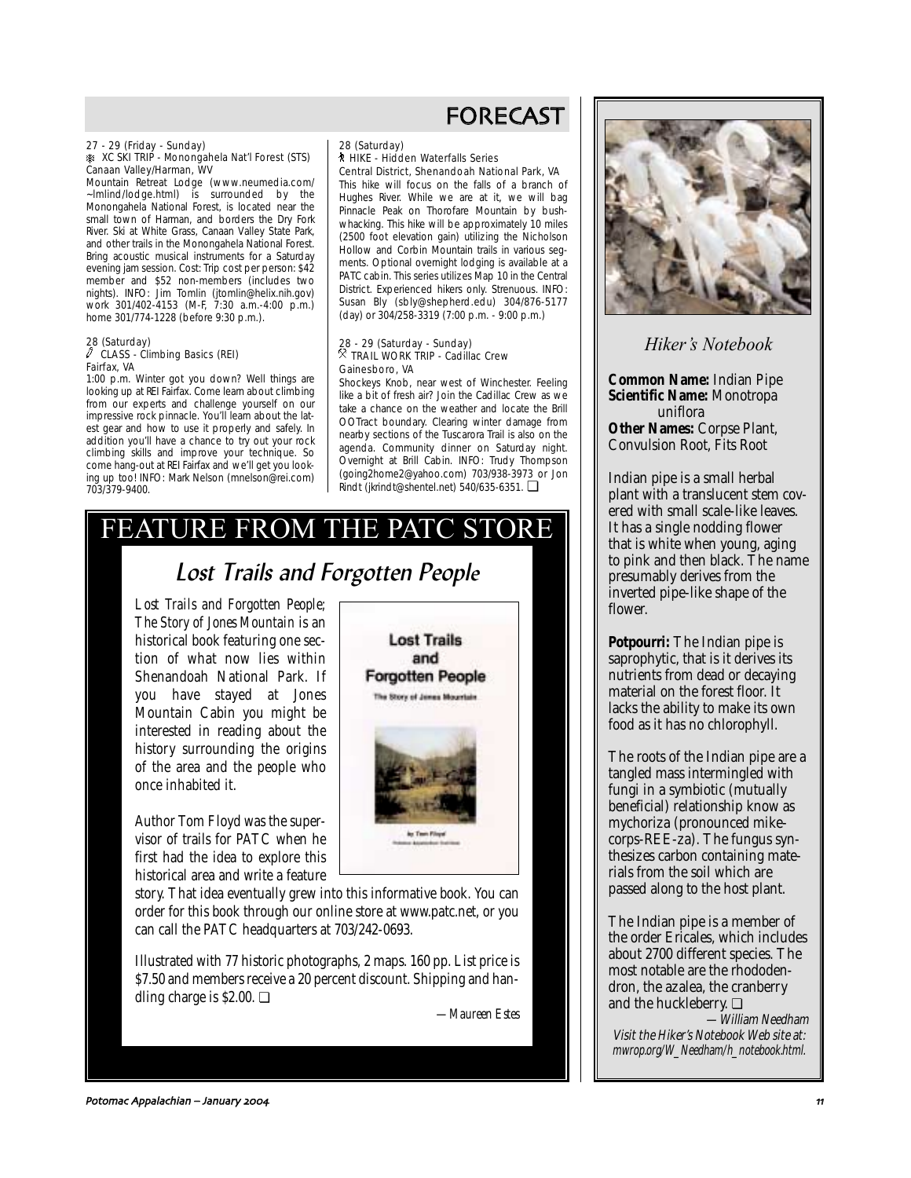# FORECAST

27 - 29 (Friday - Sunday)
XC SKI TRIP - Monongahela Nat'l Forest (STS)
Canaan Valley/Harman, WV

Mountain Retreat Lodge (www.neumedia.com/~lmlind/lodge.html) is surrounded by the Monongahela National Forest, is located near the small town of Harman, and borders the Dry Fork River. Ski at White Grass, Canaan Valley State Park, and other trails in the Monongahela National Forest. Bring acoustic musical instruments for a Saturday evening jam session. Cost: Trip cost per person: $42 member and $52 non-members (includes two nights). INFO: Jim Tomlin (jtomlin@helix.nih.gov) work 301/402-4153 (M-F, 7:30 a.m.-4:00 p.m.) home 301/774-1228 (before 9:30 p.m.).

28 (Saturday)
CLASS - Climbing Basics (REI)
Fairfax, VA

1:00 p.m. Winter got you down? Well things are looking up at REI Fairfax. Come learn about climbing from our experts and challenge yourself on our impressive rock pinnacle. You'll learn about the latest gear and how to use it properly and safely. In addition you'll have a chance to try out your rock climbing skills and improve your technique. So come hang-out at REI Fairfax and we'll get you looking up too! INFO: Mark Nelson (mnelson@rei.com) 703/379-9400.

28 (Saturday)
HIKE - Hidden Waterfalls Series
Central District, Shenandoah National Park, VA

This hike will focus on the falls of a branch of Hughes River. While we are at it, we will bag Pinnacle Peak on Thorofare Mountain by bushwhacking. This hike will be approximately 10 miles (2500 foot elevation gain) utilizing the Nicholson Hollow and Corbin Mountain trails in various segments. Optional overnight lodging is available at a PATC cabin. This series utilizes Map 10 in the Central District. Experienced hikers only. Strenuous. INFO: Susan Bly (sbly@shepherd.edu) 304/876-5177 (day) or 304/258-3319 (7:00 p.m. - 9:00 p.m.)

28 - 29 (Saturday - Sunday)
TRAIL WORK TRIP - Cadillac Crew
Gainesboro, VA

Shockeys Knob, near west of Winchester. Feeling like a bit of fresh air? Join the Cadillac Crew as we take a chance on the weather and locate the Brill OOTract boundary. Clearing winter damage from nearby sections of the Tuscarora Trail is also on the agenda. Community dinner on Saturday night. Overnight at Brill Cabin. INFO: Trudy Thompson (going2home2@yahoo.com) 703/938-3973 or Jon Rindt (jkrindt@shentel.net) 540/635-6351. ❑

# FEATURE FROM THE PATC STORE

## Lost Trails and Forgotten People

*Lost Trails and Forgotten People; The Story of Jones Mountain* is an historical book featuring one section of what now lies within Shenandoah National Park. If you have stayed at Jones Mountain Cabin you might be interested in reading about the history surrounding the origins of the area and the people who once inhabited it.

Author Tom Floyd was the supervisor of trails for PATC when he first had the idea to explore this historical area and write a feature story. That idea eventually grew into this informative book. You can order for this book through our online store at www.patc.net, or you can call the PATC headquarters at 703/242-0693.

Illustrated with 77 historic photographs, 2 maps. 160 pp. List price is $7.50 and members receive a 20 percent discount. Shipping and handling charge is $2.00. ❑

*—Maureen Estes*

## Hiker's Notebook

**Common Name:** Indian Pipe
**Scientific Name:** Monotropa uniflora
**Other Names:** Corpse Plant, Convulsion Root, Fits Root

Indian pipe is a small herbal plant with a translucent stem covered with small scale-like leaves. It has a single nodding flower that is white when young, aging to pink and then black. The name presumably derives from the inverted pipe-like shape of the flower.

**Potpourri:** The Indian pipe is saprophytic, that is it derives its nutrients from dead or decaying material on the forest floor. It lacks the ability to make its own food as it has no chlorophyll.

The roots of the Indian pipe are a tangled mass intermingled with fungi in a symbiotic (mutually beneficial) relationship know as mychoriza (pronounced mike-corps-REE-za). The fungus synthesizes carbon containing materials from the soil which are passed along to the host plant.

The Indian pipe is a member of the order Ericales, which includes about 2700 different species. The most notable are the rhododendron, the azalea, the cranberry and the huckleberry. ❑

*—William Needham*
*Visit the Hiker's Notebook Web site at: mwrop.org/W_Needham/h_notebook.html.*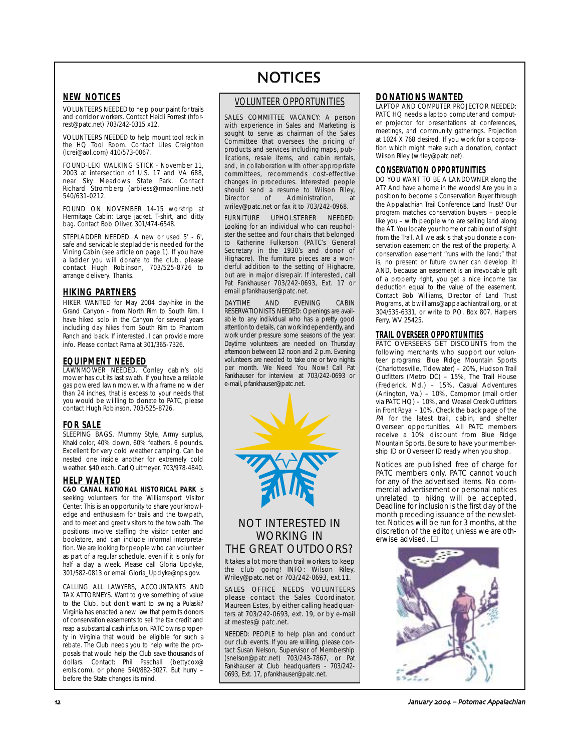# NOTICES

## NEW NOTICES

VOLUNTEERS NEEDED to help pour paint for trails and corridor workers. Contact Heidi Forrest (hforrest@patc.net) 703/242-0315 x12.

VOLUNTEERS NEEDED to help mount tool rack in the HQ Tool Room. Contact Liles Creighton (lcrei@aol.com) 410/573-0067.

FOUND-LEKI WALKING STICK - November 11, 2003 at intersection of U.S. 17 and VA 688, near Sky Meadows State Park. Contact Richard Stromberg (arbiess@rmaonline.net) 540/631-0212.

FOUND ON NOVEMBER 14-15 worktrip at Hermitage Cabin: Large jacket, T-shirt, and ditty bag. Contact Bob Oliver, 301/474-6548.

STEPLADDER NEEDED. A new or used 5' - 6', safe and servicable stepladder is needed for the Vining Cabin (see article on page 1). If you have a ladder you will donate to the club, please contact Hugh Robinson, 703/525-8726 to arrange delivery. Thanks.

## HIKING PARTNERS

HIKER WANTED for May 2004 day-hike in the Grand Canyon - from North Rim to South Rim. I have hiked solo in the Canyon for several years including day hikes from South Rim to Phantom Ranch and back. If interested, I can provide more info. Please contact Rama at 301/365-7326.

## EQUIPMENT NEEDED

LAWNMOWER NEEDED. Conley cabin's old mower has cut its last swath. If you have a reliable gas powered lawn mower, with a frame no wider than 24 inches, that is excess to your needs that you would be willling to donate to PATC, please contact Hugh Robinson, 703/525-8726.

## FOR SALE

SLEEPING BAGS, Mummy Style, Army surplus, Khaki color, 40% down, 60% feathers. 6 pounds. Excellent for very cold weather camping. Can be nested one inside another for extremely cold weather. $40 each. Carl Quitmeyer, 703/978-4840.

## HELP WANTED

**C&O CANAL NATIONAL HISTORICAL PARK** is seeking volunteers for the Williamsport Visitor Center. This is an opportunity to share your knowledge and enthusiasm for trails and the towpath, and to meet and greet visitors to the towpath. The positions involve staffing the visitor center and bookstore, and can include informal interpretation. We are looking for people who can volunteer as part of a regular schedule, even if it is only for half a day a week. Please call Gloria Updyke, 301/582-0813 or email Gloria_Updyke@nps.gov.

CALLING ALL LAWYERS, ACCOUNTANTS AND TAX ATTORNEYS. Want to give something of value to the Club, but don't want to swing a Pulaski? Virginia has enacted a new law that permits donors of conservation easements to sell the tax credit and reap a substantial cash infusion. PATC owns property in Virginia that would be eligible for such a rebate. The Club needs you to help write the proposals that would help the Club save thousands of dollars. Contact: Phil Paschall (bettycox@erols.com), or phone 540/882-3027. But hurry – before the State changes its mind.

## VOLUNTEER OPPORTUNITIES

SALES COMMITTEE VACANCY: A person with experience in Sales and Marketing is sought to serve as chairman of the Sales Committee that oversees the pricing of products and services including maps, publications, resale items, and cabin rentals, and, in collaboration with other appropriate committees, recommends cost-effective changes in procedures. Interested people should send a resume to Wilson Riley, Director of Administration, at wriley@patc.net or fax it to 703/242-0968.

FURNITURE UPHOLSTERER NEEDED: Looking for an individual who can reupholster the settee and four chairs that belonged to Katherine Fulkerson (PATC's General Secretary in the 1930's and donor of Highacre). The furniture pieces are a wonderful addition to the setting of Highacre, but are in major disrepair. If interested, call Pat Fankhauser 703/242-0693, Ext. 17 or email pfankhauser@patc.net.

DAYTIME AND EVENING CABIN RESERVATIONISTS NEEDED: Openings are available to any individual who has a pretty good attention to details, can work independently, and work under pressure some seasons of the year. Daytime volunteers are needed on Thursday afternoon between 12 noon and 2 p.m. Evening volunteers are needed to take one or two nights per month. We Need You Now! Call Pat Fankhauser for interview at 703/242-0693 or e-mail, pfankhauser@patc.net.

### NOT INTERESTED IN WORKING IN THE GREAT OUTDOORS?

It takes a lot more than trail workers to keep the club going! INFO: Wilson Riley, Wriley@patc.net or 703/242-0693, ext.11.

SALES OFFICE NEEDS VOLUNTEERS please contact the Sales Coordinator, Maureen Estes, by either calling headquarters at 703/242-0693, ext. 19, or by e-mail at mestes@ patc.net.

NEEDED: PEOPLE to help plan and conduct our club events. If you are willing, please contact Susan Nelson, Supervisor of Membership (snelson@patc.net) 703/243-7867, or Pat Fankhauser at Club headquarters - 703/242-0693, Ext. 17, pfankhauser@patc.net.

## DONATIONS WANTED

LAPTOP AND COMPUTER PROJECTOR NEEDED: PATC HQ needs a laptop computer and computer projector for presentations at conferences, meetings, and community gatherings. Projection at 1024 X 768 desired. If you work for a corporation which might make such a donation, contact Wilson Riley (wriley@patc.net).

## CONSERVATION OPPORTUNITIES

DO YOU WANT TO BE A LANDOWNER along the AT? And have a home in the woods! Are you in a position to become a Conservation Buyer through the Appalachian Trail Conference Land Trust? Our program matches conservation buyers – people like you – with people who are selling land along the AT. You locate your home or cabin out of sight from the Trail. All we ask is that you donate a conservation easement on the rest of the property. A conservation easement "runs with the land;" that is, no present or future owner can develop it! AND, because an easement is an irrevocable gift of a property right, you get a nice income tax deduction equal to the value of the easement. Contact Bob Williams, Director of Land Trust Programs, at bwilliams@appalachiantrail.org, or at 304/535-6331, or write to P.O. Box 807, Harpers Ferry, WV 25425.

## TRAIL OVERSEER OPPORTUNITIES

PATC OVERSEERS GET DISCOUNTS from the following merchants who support our volunteer programs: Blue Ridge Mountain Sports (Charlottesville, Tidewater) – 20%, Hudson Trail Outfitters (Metro DC) – 15%, The Trail House (Frederick, Md.) – 15%, Casual Adventures (Arlington, Va.) – 10%, Campmor (mail order via PATC HQ) – 10%, and Weasel Creek Outfitters in Front Royal – 10%. Check the back page of the *PA* for the latest trail, cabin, and shelter Overseer opportunities. All PATC members receive a 10% discount from Blue Ridge Mountain Sports. Be sure to have your membership ID or Overseer ID ready when you shop.

Notices are published free of charge for PATC members only. PATC cannot vouch for any of the advertised items. No commercial advertisement or personal notices unrelated to hiking will be accepted. Deadline for inclusion is the first day of the month preceding issuance of the newsletter. Notices will be run for 3 months, at the discretion of the editor, unless we are otherwise advised. ❑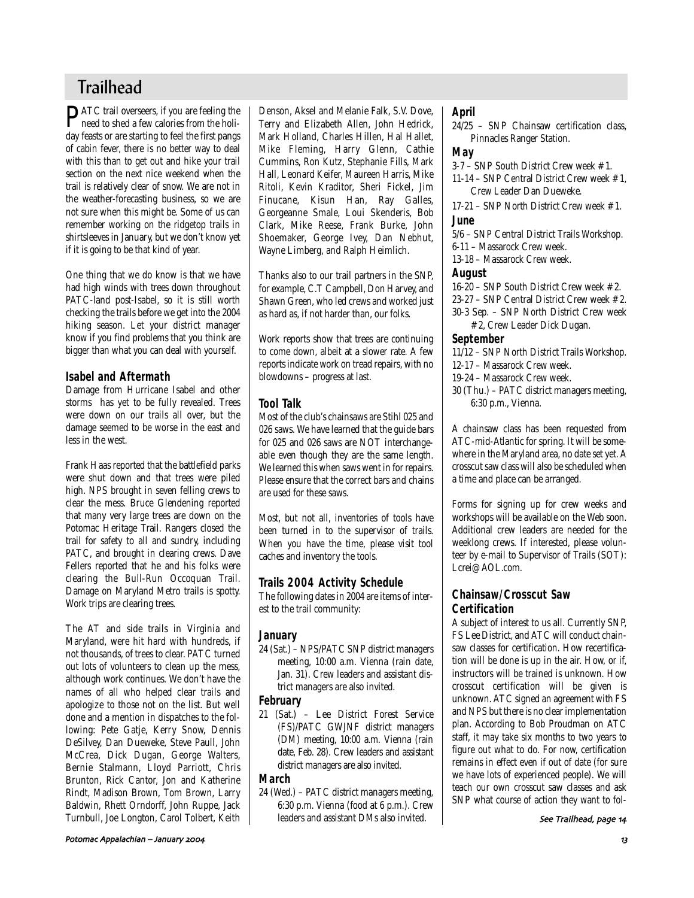# Trailhead

PATC trail overseers, if you are feeling the need to shed a few calories from the holiday feasts or are starting to feel the first pangs of cabin fever, there is no better way to deal with this than to get out and hike your trail section on the next nice weekend when the trail is relatively clear of snow. We are not in the weather-forecasting business, so we are not sure when this might be. Some of us can remember working on the ridgetop trails in shirtsleeves in January, but we don't know yet if it is going to be that kind of year.

One thing that we do know is that we have had high winds with trees down throughout PATC-land post-Isabel, so it is still worth checking the trails before we get into the 2004 hiking season. Let your district manager know if you find problems that you think are bigger than what you can deal with yourself.

### Isabel and Aftermath

Damage from Hurricane Isabel and other storms has yet to be fully revealed. Trees were down on our trails all over, but the damage seemed to be worse in the east and less in the west.

Frank Haas reported that the battlefield parks were shut down and that trees were piled high. NPS brought in seven felling crews to clear the mess. Bruce Glendening reported that many very large trees are down on the Potomac Heritage Trail. Rangers closed the trail for safety to all and sundry, including PATC, and brought in clearing crews. Dave Fellers reported that he and his folks were clearing the Bull-Run Occoquan Trail. Damage on Maryland Metro trails is spotty. Work trips are clearing trees.

The AT and side trails in Virginia and Maryland, were hit hard with hundreds, if not thousands, of trees to clear. PATC turned out lots of volunteers to clean up the mess, although work continues. We don't have the names of all who helped clear trails and apologize to those not on the list. But well done and a mention in dispatches to the following: Pete Gatje, Kerry Snow, Dennis DeSilvey, Dan Dueweke, Steve Paull, John McCrea, Dick Dugan, George Walters, Bernie Stalmann, Lloyd Parriott, Chris Brunton, Rick Cantor, Jon and Katherine Rindt, Madison Brown, Tom Brown, Larry Baldwin, Rhett Orndorff, John Ruppe, Jack Turnbull, Joe Longton, Carol Tolbert, Keith Denson, Aksel and Melanie Falk, S.V. Dove, Terry and Elizabeth Allen, John Hedrick, Mark Holland, Charles Hillen, Hal Hallet, Mike Fleming, Harry Glenn, Cathie Cummins, Ron Kutz, Stephanie Fills, Mark Hall, Leonard Keifer, Maureen Harris, Mike Ritoli, Kevin Kraditor, Sheri Fickel, Jim Finucane, Kisun Han, Ray Galles, Georgeanne Smale, Loui Skenderis, Bob Clark, Mike Reese, Frank Burke, John Shoemaker, George Ivey, Dan Nebhut, Wayne Limberg, and Ralph Heimlich.

Thanks also to our trail partners in the SNP, for example, C.T Campbell, Don Harvey, and Shawn Green, who led crews and worked just as hard as, if not harder than, our folks.

Work reports show that trees are continuing to come down, albeit at a slower rate. A few reports indicate work on tread repairs, with no blowdowns – progress at last.

### Tool Talk

Most of the club's chainsaws are Stihl 025 and 026 saws. We have learned that the guide bars for 025 and 026 saws are NOT interchangeable even though they are the same length. We learned this when saws went in for repairs. Please ensure that the correct bars and chains are used for these saws.

Most, but not all, inventories of tools have been turned in to the supervisor of trails. When you have the time, please visit tool caches and inventory the tools.

### Trails 2004 Activity Schedule

The following dates in 2004 are items of interest to the trail community:

**January**

24 (Sat.) – NPS/PATC SNP district managers meeting, 10:00 a.m. Vienna (rain date, Jan. 31). Crew leaders and assistant district managers are also invited.

**February**

21 (Sat.) – Lee District Forest Service (FS)/PATC GWJNF district managers (DM) meeting, 10:00 a.m. Vienna (rain date, Feb. 28). Crew leaders and assistant district managers are also invited.

**March**

24 (Wed.) – PATC district managers meeting, 6:30 p.m. Vienna (food at 6 p.m.). Crew leaders and assistant DMs also invited.

**April**

24/25 – SNP Chainsaw certification class, Pinnacles Ranger Station.

**May**

3-7 – SNP South District Crew week # 1.

11-14 – SNP Central District Crew week # 1, Crew Leader Dan Dueweke.

17-21 – SNP North District Crew week # 1.

**June**

5/6 – SNP Central District Trails Workshop.

6-11 – Massarock Crew week.

13-18 – Massarock Crew week.

**August**

16-20 – SNP South District Crew week # 2.

23-27 – SNP Central District Crew week # 2.

30-3 Sep. – SNP North District Crew week # 2, Crew Leader Dick Dugan.

**September**

11/12 – SNP North District Trails Workshop.

12-17 – Massarock Crew week.

19-24 – Massarock Crew week.

30 (Thu.) – PATC district managers meeting, 6:30 p.m., Vienna.

A chainsaw class has been requested from ATC-mid-Atlantic for spring. It will be somewhere in the Maryland area, no date set yet. A crosscut saw class will also be scheduled when a time and place can be arranged.

Forms for signing up for crew weeks and workshops will be available on the Web soon. Additional crew leaders are needed for the weeklong crews. If interested, please volunteer by e-mail to Supervisor of Trails (SOT): Lcrei@AOL.com.

### Chainsaw/Crosscut Saw Certification

A subject of interest to us all. Currently SNP, FS Lee District, and ATC will conduct chainsaw classes for certification. How recertification will be done is up in the air. How, or if, instructors will be trained is unknown. How crosscut certification will be given is unknown. ATC signed an agreement with FS and NPS but there is no clear implementation plan. According to Bob Proudman on ATC staff, it may take six months to two years to figure out what to do. For now, certification remains in effect even if out of date (for sure we have lots of experienced people). We will teach our own crosscut saw classes and ask SNP what course of action they want to fol-

*See Trailhead, page 14*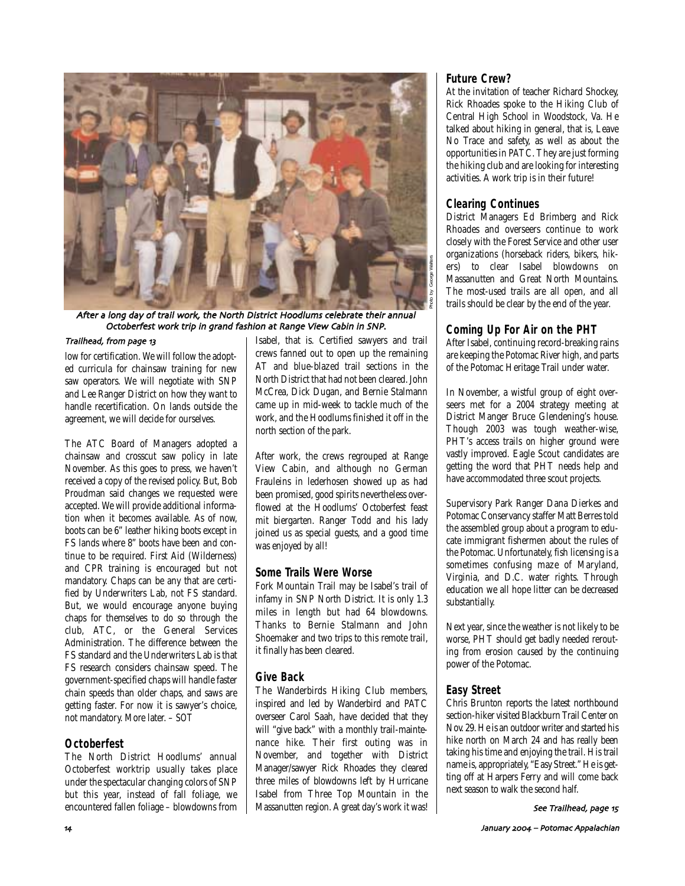After a long day of trail work, the North District Hoodlums celebrate their annual Octoberfest work trip in grand fashion at Range View Cabin in SNP.

Photo by George Walters

*Trailhead, from page 13*

low for certification. We will follow the adopted curricula for chainsaw training for new saw operators. We will negotiate with SNP and Lee Ranger District on how they want to handle recertification. On lands outside the agreement, we will decide for ourselves.

The ATC Board of Managers adopted a chainsaw and crosscut saw policy in late November. As this goes to press, we haven't received a copy of the revised policy. But, Bob Proudman said changes we requested were accepted. We will provide additional information when it becomes available. As of now, boots can be 6" leather hiking boots except in FS lands where 8" boots have been and continue to be required. First Aid (Wilderness) and CPR training is encouraged but not mandatory. Chaps can be any that are certified by Underwriters Lab, not FS standard. But, we would encourage anyone buying chaps for themselves to do so through the club, ATC, or the General Services Administration. The difference between the FS standard and the Underwriters Lab is that FS research considers chainsaw speed. The government-specified chaps will handle faster chain speeds than older chaps, and saws are getting faster. For now it is sawyer's choice, not mandatory. More later. – SOT

## Octoberfest

The North District Hoodlums' annual Octoberfest worktrip usually takes place under the spectacular changing colors of SNP but this year, instead of fall foliage, we encountered fallen foliage – blowdowns from Isabel, that is. Certified sawyers and trail crews fanned out to open up the remaining AT and blue-blazed trail sections in the North District that had not been cleared. John McCrea, Dick Dugan, and Bernie Stalmann came up in mid-week to tackle much of the work, and the Hoodlums finished it off in the north section of the park.

After work, the crews regrouped at Range View Cabin, and although no German Frauleins in lederhosen showed up as had been promised, good spirits nevertheless overflowed at the Hoodlums' Octoberfest feast mit biergarten. Ranger Todd and his lady joined us as special guests, and a good time was enjoyed by all!

## Some Trails Were Worse

Fork Mountain Trail may be Isabel's trail of infamy in SNP North District. It is only 1.3 miles in length but had 64 blowdowns. Thanks to Bernie Stalmann and John Shoemaker and two trips to this remote trail, it finally has been cleared.

## Give Back

The Wanderbirds Hiking Club members, inspired and led by Wanderbird and PATC overseer Carol Saah, have decided that they will "give back" with a monthly trail-maintenance hike. Their first outing was in November, and together with District Manager/sawyer Rick Rhoades they cleared three miles of blowdowns left by Hurricane Isabel from Three Top Mountain in the Massanutten region. A great day's work it was!

## Future Crew?

At the invitation of teacher Richard Shockey, Rick Rhoades spoke to the Hiking Club of Central High School in Woodstock, Va. He talked about hiking in general, that is, Leave No Trace and safety, as well as about the opportunities in PATC. They are just forming the hiking club and are looking for interesting activities. A work trip is in their future!

## Clearing Continues

District Managers Ed Brimberg and Rick Rhoades and overseers continue to work closely with the Forest Service and other user organizations (horseback riders, bikers, hikers) to clear Isabel blowdowns on Massanutten and Great North Mountains. The most-used trails are all open, and all trails should be clear by the end of the year.

## Coming Up For Air on the PHT

After Isabel, continuing record-breaking rains are keeping the Potomac River high, and parts of the Potomac Heritage Trail under water.

In November, a wistful group of eight overseers met for a 2004 strategy meeting at District Manger Bruce Glendening's house. Though 2003 was tough weather-wise, PHT's access trails on higher ground were vastly improved. Eagle Scout candidates are getting the word that PHT needs help and have accommodated three scout projects.

Supervisory Park Ranger Dana Dierkes and Potomac Conservancy staffer Matt Berres told the assembled group about a program to educate immigrant fishermen about the rules of the Potomac. Unfortunately, fish licensing is a sometimes confusing maze of Maryland, Virginia, and D.C. water rights. Through education we all hope litter can be decreased substantially.

Next year, since the weather is not likely to be worse, PHT should get badly needed rerouting from erosion caused by the continuing power of the Potomac.

## Easy Street

Chris Brunton reports the latest northbound section-hiker visited Blackburn Trail Center on Nov. 29. He is an outdoor writer and started his hike north on March 24 and has really been taking his time and enjoying the trail. His trail name is, appropriately, "Easy Street." He is getting off at Harpers Ferry and will come back next season to walk the second half.

*See Trailhead, page 15*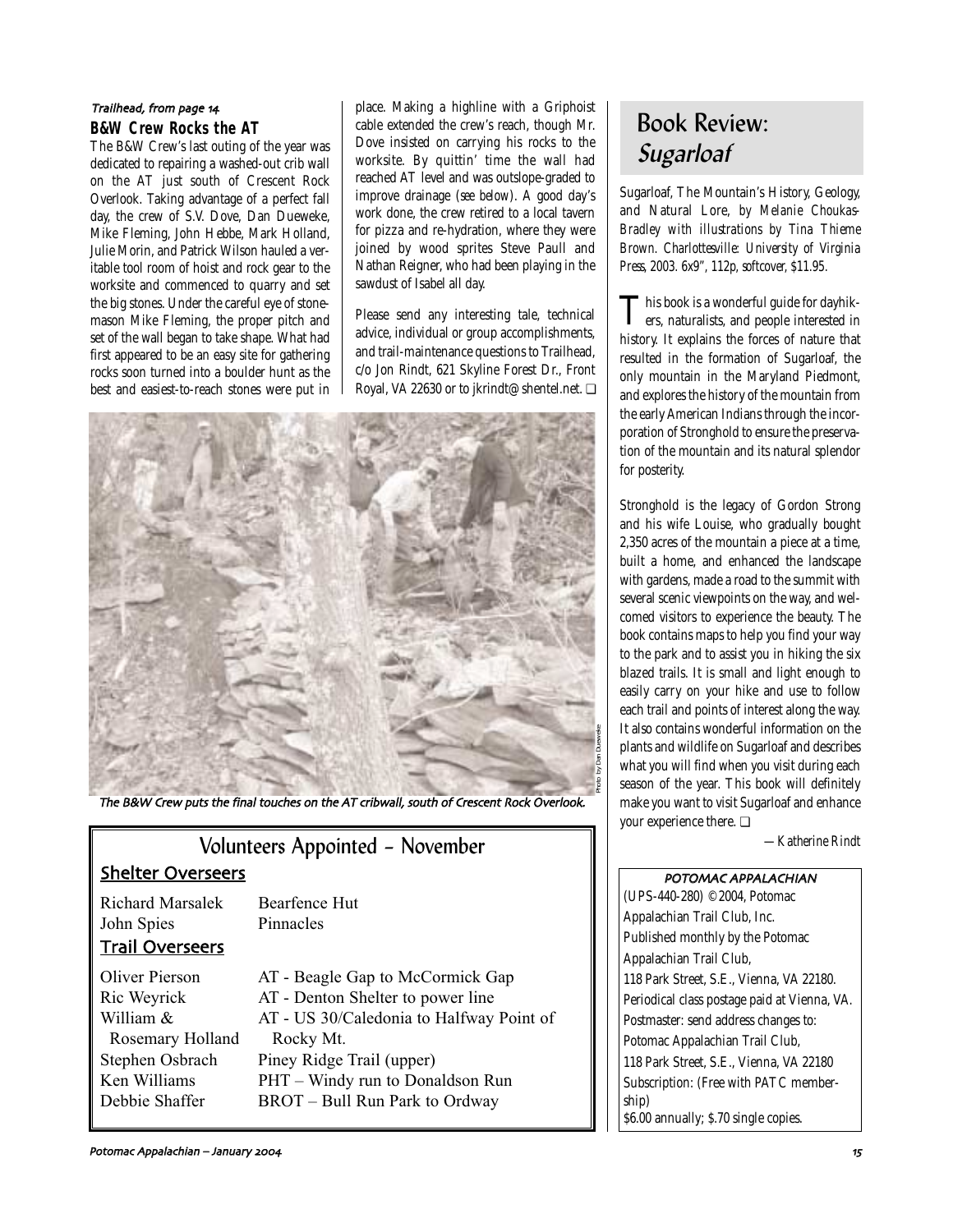*Trailhead, from page 14*

### B&W Crew Rocks the AT

The B&W Crew's last outing of the year was dedicated to repairing a washed-out crib wall on the AT just south of Crescent Rock Overlook. Taking advantage of a perfect fall day, the crew of S.V. Dove, Dan Dueweke, Mike Fleming, John Hebbe, Mark Holland, Julie Morin, and Patrick Wilson hauled a veritable tool room of hoist and rock gear to the worksite and commenced to quarry and set the big stones. Under the careful eye of stonemason Mike Fleming, the proper pitch and set of the wall began to take shape. What had first appeared to be an easy site for gathering rocks soon turned into a boulder hunt as the best and easiest-to-reach stones were put in place. Making a highline with a Griphoist cable extended the crew's reach, though Mr. Dove insisted on carrying his rocks to the worksite. By quittin' time the wall had reached AT level and was outslope-graded to improve drainage (see below). A good day's work done, the crew retired to a local tavern for pizza and re-hydration, where they were joined by wood sprites Steve Paull and Nathan Reigner, who had been playing in the sawdust of Isabel all day.

Please send any interesting tale, technical advice, individual or group accomplishments, and trail-maintenance questions to Trailhead, c/o Jon Rindt, 621 Skyline Forest Dr., Front Royal, VA 22630 or to jkrindt@shentel.net. ❑

Photo by Dan Dueweke

*The B&W Crew puts the final touches on the AT cribwall, south of Crescent Rock Overlook.*

## Volunteers Appointed – November

### Shelter Overseers

| | |
|---|---|
| Richard Marsalek | Bearfence Hut |
| John Spies | Pinnacles |

### Trail Overseers

| | |
|---|---|
| Oliver Pierson | AT - Beagle Gap to McCormick Gap |
| Ric Weyrick | AT - Denton Shelter to power line |
| William & Rosemary Holland | AT - US 30/Caledonia to Halfway Point of Rocky Mt. |
| Stephen Osbrach | Piney Ridge Trail (upper) |
| Ken Williams | PHT – Windy run to Donaldson Run |
| Debbie Shaffer | BROT – Bull Run Park to Ordway |

## Book Review: *Sugarloaf*

*Sugarloaf, The Mountain's History, Geology, and Natural Lore, by Melanie Choukas-Bradley with illustrations by Tina Thieme Brown. Charlottesville: University of Virginia Press, 2003. 6x9", 112p, softcover, $11.95.*

This book is a wonderful guide for dayhikers, naturalists, and people interested in history. It explains the forces of nature that resulted in the formation of Sugarloaf, the only mountain in the Maryland Piedmont, and explores the history of the mountain from the early American Indians through the incorporation of Stronghold to ensure the preservation of the mountain and its natural splendor for posterity.

Stronghold is the legacy of Gordon Strong and his wife Louise, who gradually bought 2,350 acres of the mountain a piece at a time, built a home, and enhanced the landscape with gardens, made a road to the summit with several scenic viewpoints on the way, and welcomed visitors to experience the beauty. The book contains maps to help you find your way to the park and to assist you in hiking the six blazed trails. It is small and light enough to easily carry on your hike and use to follow each trail and points of interest along the way. It also contains wonderful information on the plants and wildlife on Sugarloaf and describes what you will find when you visit during each season of the year. This book will definitely make you want to visit Sugarloaf and enhance your experience there. ❑

*—Katherine Rindt*

**POTOMAC APPALACHIAN**

(UPS-440-280) ©2004, Potomac Appalachian Trail Club, Inc.
Published monthly by the Potomac Appalachian Trail Club,
118 Park Street, S.E., Vienna, VA 22180.
Periodical class postage paid at Vienna, VA.
Postmaster: send address changes to:
Potomac Appalachian Trail Club,
118 Park Street, S.E., Vienna, VA 22180
Subscription: (Free with PATC membership)
$6.00 annually; $.70 single copies.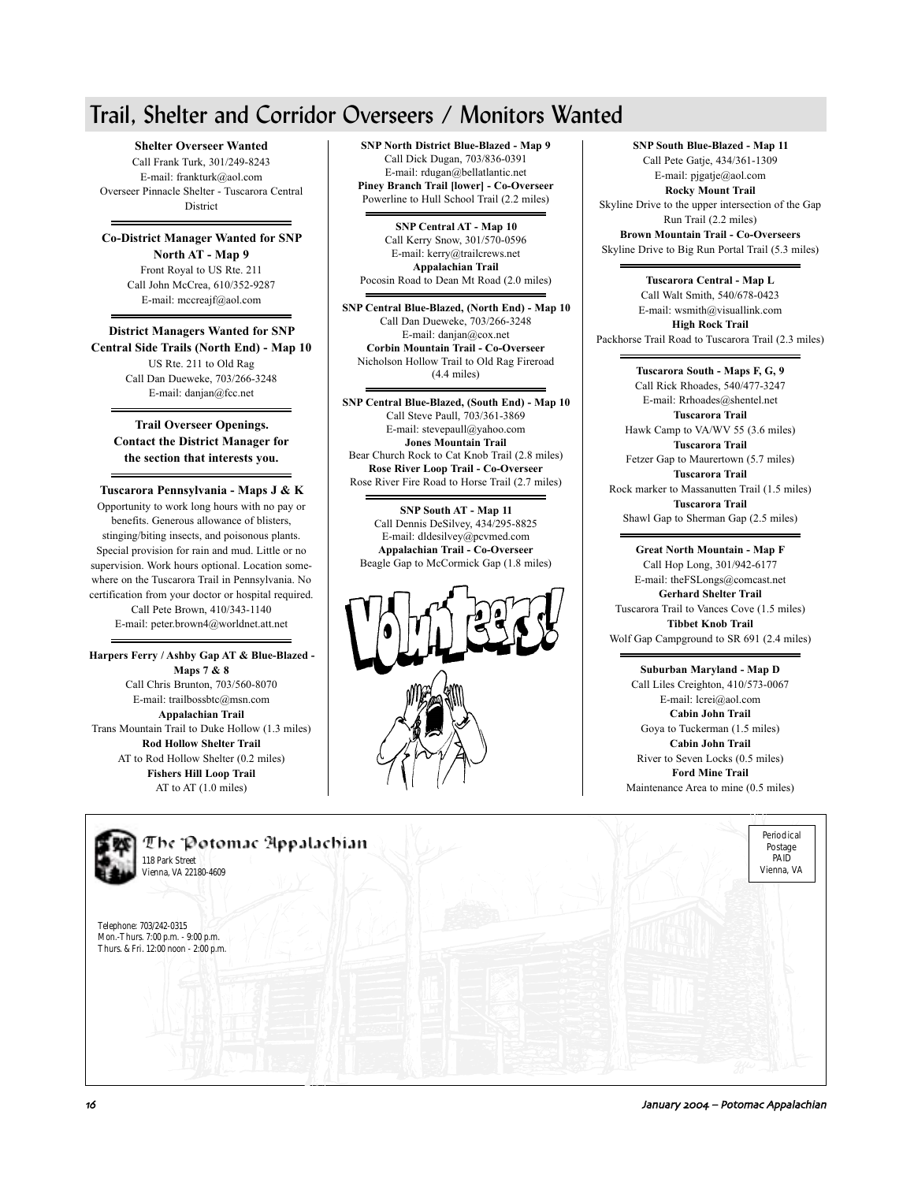# Trail, Shelter and Corridor Overseers / Monitors Wanted

**Shelter Overseer Wanted**
Call Frank Turk, 301/249-8243
E-mail: frankturk@aol.com
Overseer Pinnacle Shelter - Tuscarora Central District

**Co-District Manager Wanted for SNP North AT - Map 9**
Front Royal to US Rte. 211
Call John McCrea, 610/352-9287
E-mail: mccreajf@aol.com

**District Managers Wanted for SNP Central Side Trails (North End) - Map 10**
US Rte. 211 to Old Rag
Call Dan Dueweke, 703/266-3248
E-mail: danjan@fcc.net

**Trail Overseer Openings. Contact the District Manager for the section that interests you.**

**Tuscarora Pennsylvania - Maps J & K**
Opportunity to work long hours with no pay or benefits. Generous allowance of blisters, stinging/biting insects, and poisonous plants. Special provision for rain and mud. Little or no supervision. Work hours optional. Location somewhere on the Tuscarora Trail in Pennsylvania. No certification from your doctor or hospital required.
Call Pete Brown, 410/343-1140
E-mail: peter.brown4@worldnet.att.net

**Harpers Ferry / Ashby Gap AT & Blue-Blazed - Maps 7 & 8**
Call Chris Brunton, 703/560-8070
E-mail: trailbossbtc@msn.com
**Appalachian Trail**
Trans Mountain Trail to Duke Hollow (1.3 miles)
**Rod Hollow Shelter Trail**
AT to Rod Hollow Shelter (0.2 miles)
**Fishers Hill Loop Trail**
AT to AT (1.0 miles)

**SNP North District Blue-Blazed - Map 9**
Call Dick Dugan, 703/836-0391
E-mail: rdugan@bellatlantic.net
**Piney Branch Trail [lower] - Co-Overseer**
Powerline to Hull School Trail (2.2 miles)

**SNP Central AT - Map 10**
Call Kerry Snow, 301/570-0596
E-mail: kerry@trailcrews.net
**Appalachian Trail**
Pocosin Road to Dean Mt Road (2.0 miles)

**SNP Central Blue-Blazed, (North End) - Map 10**
Call Dan Dueweke, 703/266-3248
E-mail: danjan@cox.net
**Corbin Mountain Trail - Co-Overseer**
Nicholson Hollow Trail to Old Rag Fireroad (4.4 miles)

**SNP Central Blue-Blazed, (South End) - Map 10**
Call Steve Paull, 703/361-3869
E-mail: stevepaull@yahoo.com
**Jones Mountain Trail**
Bear Church Rock to Cat Knob Trail (2.8 miles)
**Rose River Loop Trail - Co-Overseer**
Rose River Fire Road to Horse Trail (2.7 miles)

**SNP South AT - Map 11**
Call Dennis DeSilvey, 434/295-8825
E-mail: dldesilvey@pcvmed.com
**Appalachian Trail - Co-Overseer**
Beagle Gap to McCormick Gap (1.8 miles)

Volunteers!

**SNP South Blue-Blazed - Map 11**
Call Pete Gatje, 434/361-1309
E-mail: pjgatje@aol.com
**Rocky Mount Trail**
Skyline Drive to the upper intersection of the Gap Run Trail (2.2 miles)
**Brown Mountain Trail - Co-Overseers**
Skyline Drive to Big Run Portal Trail (5.3 miles)

**Tuscarora Central - Map L**
Call Walt Smith, 540/678-0423
E-mail: wsmith@visuallink.com
**High Rock Trail**
Packhorse Trail Road to Tuscarora Trail (2.3 miles)

**Tuscarora South - Maps F, G, 9**
Call Rick Rhoades, 540/477-3247
E-mail: Rrhoades@shentel.net
**Tuscarora Trail**
Hawk Camp to VA/WV 55 (3.6 miles)
**Tuscarora Trail**
Fetzer Gap to Maurertown (5.7 miles)
**Tuscarora Trail**
Rock marker to Massanutten Trail (1.5 miles)
**Tuscarora Trail**
Shawl Gap to Sherman Gap (2.5 miles)

**Great North Mountain - Map F**
Call Hop Long, 301/942-6177
E-mail: theFSLongs@comcast.net
**Gerhard Shelter Trail**
Tuscarora Trail to Vances Cove (1.5 miles)
**Tibbet Knob Trail**
Wolf Gap Campground to SR 691 (2.4 miles)

**Suburban Maryland - Map D**
Call Liles Creighton, 410/573-0067
E-mail: lcrei@aol.com
**Cabin John Trail**
Goya to Tuckerman (1.5 miles)
**Cabin John Trail**
River to Seven Locks (0.5 miles)
**Ford Mine Trail**
Maintenance Area to mine (0.5 miles)

The Potomac Appalachian
118 Park Street
Vienna, VA 22180-4609

Periodical Postage PAID Vienna, VA

Telephone: 703/242-0315
Mon.-Thurs. 7:00 p.m. - 9:00 p.m.
Thurs. & Fri. 12:00 noon - 2:00 p.m.